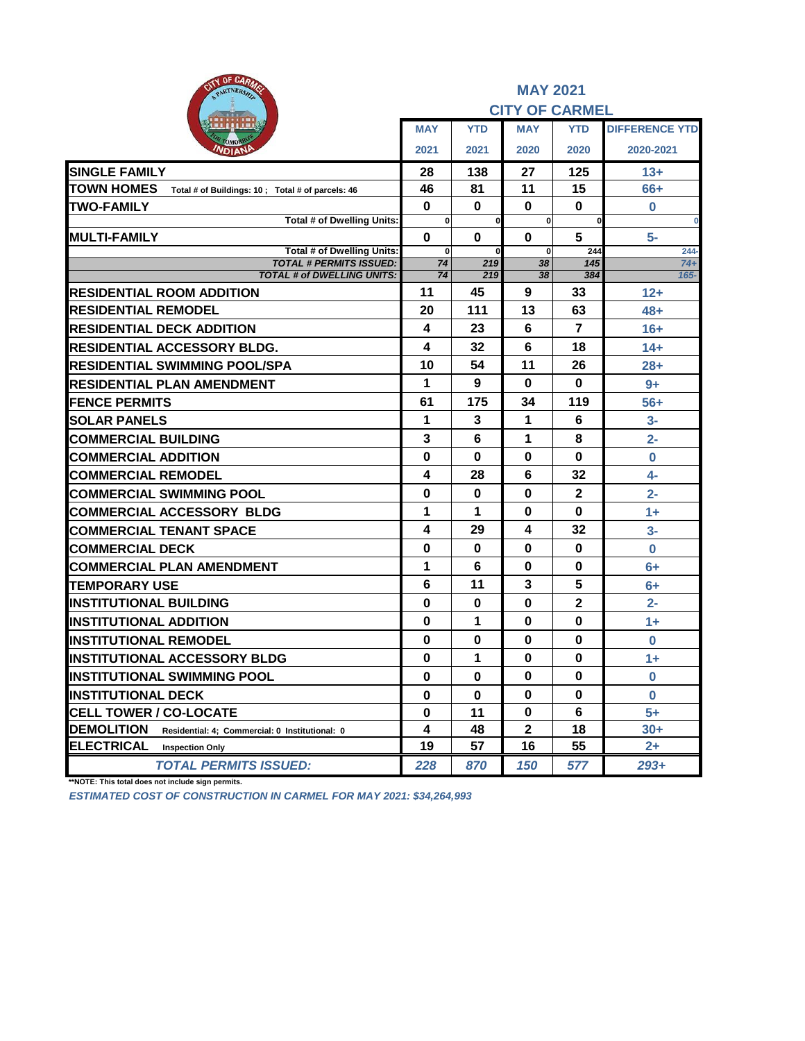# MAY 2021

## CITY OF CARMEL

| | MAY 2021 | YTD 2021 | MAY 2020 | YTD 2020 | DIFFERENCE YTD 2020-2021 |
|---|---|---|---|---|---|
| **SINGLE FAMILY** | 28 | 138 | 27 | 125 | 13+ |
| **TOWN HOMES** Total # of Buildings: 10 ; Total # of parcels: 46 | 46 | 81 | 11 | 15 | 66+ |
| **TWO-FAMILY** | 0 | 0 | 0 | 0 | 0 |
| Total # of Dwelling Units: | 0 | 0 | 0 | 0 | 0 |
| **MULTI-FAMILY** | 0 | 0 | 0 | 5 | 5- |
| Total # of Dwelling Units: | 0 | 0 | 0 | 244 | 244- |
| *TOTAL # PERMITS ISSUED:* | *74* | *219* | *38* | *145* | *74+* |
| *TOTAL # of DWELLING UNITS:* | *74* | *219* | *38* | *384* | *165-* |
| **RESIDENTIAL ROOM ADDITION** | 11 | 45 | 9 | 33 | 12+ |
| **RESIDENTIAL REMODEL** | 20 | 111 | 13 | 63 | 48+ |
| **RESIDENTIAL DECK ADDITION** | 4 | 23 | 6 | 7 | 16+ |
| **RESIDENTIAL ACCESSORY BLDG.** | 4 | 32 | 6 | 18 | 14+ |
| **RESIDENTIAL SWIMMING POOL/SPA** | 10 | 54 | 11 | 26 | 28+ |
| **RESIDENTIAL PLAN AMENDMENT** | 1 | 9 | 0 | 0 | 9+ |
| **FENCE PERMITS** | 61 | 175 | 34 | 119 | 56+ |
| **SOLAR PANELS** | 1 | 3 | 1 | 6 | 3- |
| **COMMERCIAL BUILDING** | 3 | 6 | 1 | 8 | 2- |
| **COMMERCIAL ADDITION** | 0 | 0 | 0 | 0 | 0 |
| **COMMERCIAL REMODEL** | 4 | 28 | 6 | 32 | 4- |
| **COMMERCIAL SWIMMING POOL** | 0 | 0 | 0 | 2 | 2- |
| **COMMERCIAL ACCESSORY BLDG** | 1 | 1 | 0 | 0 | 1+ |
| **COMMERCIAL TENANT SPACE** | 4 | 29 | 4 | 32 | 3- |
| **COMMERCIAL DECK** | 0 | 0 | 0 | 0 | 0 |
| **COMMERCIAL PLAN AMENDMENT** | 1 | 6 | 0 | 0 | 6+ |
| **TEMPORARY USE** | 6 | 11 | 3 | 5 | 6+ |
| **INSTITUTIONAL BUILDING** | 0 | 0 | 0 | 2 | 2- |
| **INSTITUTIONAL ADDITION** | 0 | 1 | 0 | 0 | 1+ |
| **INSTITUTIONAL REMODEL** | 0 | 0 | 0 | 0 | 0 |
| **INSTITUTIONAL ACCESSORY BLDG** | 0 | 1 | 0 | 0 | 1+ |
| **INSTITUTIONAL SWIMMING POOL** | 0 | 0 | 0 | 0 | 0 |
| **INSTITUTIONAL DECK** | 0 | 0 | 0 | 0 | 0 |
| **CELL TOWER / CO-LOCATE** | 0 | 11 | 0 | 6 | 5+ |
| **DEMOLITION** Residential: 4; Commercial: 0 Institutional: 0 | 4 | 48 | 2 | 18 | 30+ |
| **ELECTRICAL** Inspection Only | 19 | 57 | 16 | 55 | 2+ |
| *TOTAL PERMITS ISSUED:* | *228* | *870* | *150* | *577* | *293+* |

**NOTE: This total does not include sign permits.

*ESTIMATED COST OF CONSTRUCTION IN CARMEL FOR MAY 2021: $34,264,993*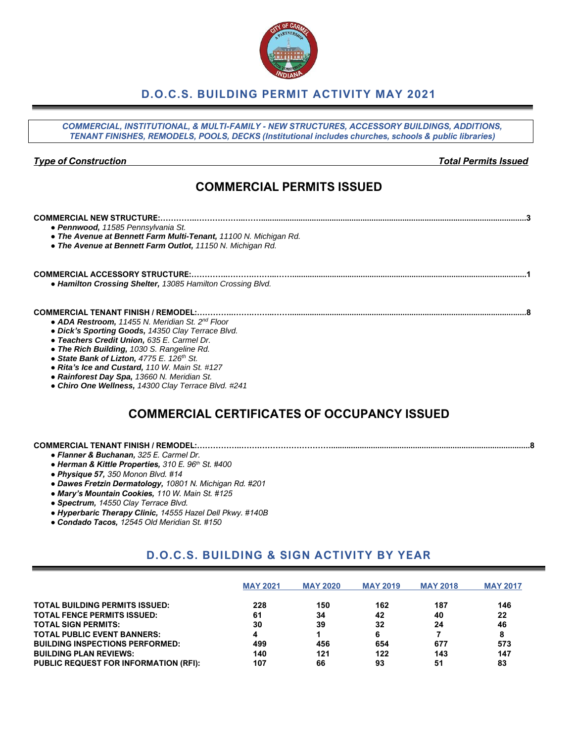# D.O.C.S. BUILDING PERMIT ACTIVITY MAY 2021

***COMMERCIAL, INSTITUTIONAL, & MULTI-FAMILY - NEW STRUCTURES, ACCESSORY BUILDINGS, ADDITIONS, TENANT FINISHES, REMODELS, POOLS, DECKS (Institutional includes churches, schools & public libraries)***

***Type of Construction*** — ***Total Permits Issued***

## COMMERCIAL PERMITS ISSUED

**COMMERCIAL NEW STRUCTURE:** ........................................ **3**

- ***Pennwood,*** *11585 Pennsylvania St.*
- ***The Avenue at Bennett Farm Multi-Tenant,*** *11100 N. Michigan Rd.*
- ***The Avenue at Bennett Farm Outlot,*** *11150 N. Michigan Rd.*

**COMMERCIAL ACCESSORY STRUCTURE:** ........................................ **1**

- ***Hamilton Crossing Shelter,*** *13085 Hamilton Crossing Blvd.*

**COMMERCIAL TENANT FINISH / REMODEL:** ........................................ **8**

- ***ADA Restroom,*** *11455 N. Meridian St. 2nd Floor*
- ***Dick's Sporting Goods,*** *14350 Clay Terrace Blvd.*
- ***Teachers Credit Union,*** *635 E. Carmel Dr.*
- ***The Rich Building,*** *1030 S. Rangeline Rd.*
- ***State Bank of Lizton,*** *4775 E. 126th St.*
- ***Rita's Ice and Custard,*** *110 W. Main St. #127*
- ***Rainforest Day Spa,*** *13660 N. Meridian St.*
- ***Chiro One Wellness,*** *14300 Clay Terrace Blvd. #241*

## COMMERCIAL CERTIFICATES OF OCCUPANCY ISSUED

**COMMERCIAL TENANT FINISH / REMODEL:** ........................................ **8**

- ***Flanner & Buchanan,*** *325 E. Carmel Dr.*
- ***Herman & Kittle Properties,*** *310 E. 96th St. #400*
- ***Physique 57,*** *350 Monon Blvd. #14*
- ***Dawes Fretzin Dermatology,*** *10801 N. Michigan Rd. #201*
- ***Mary's Mountain Cookies,*** *110 W. Main St. #125*
- ***Spectrum,*** *14550 Clay Terrace Blvd.*
- ***Hyperbaric Therapy Clinic,*** *14555 Hazel Dell Pkwy. #140B*
- ***Condado Tacos,*** *12545 Old Meridian St. #150*

# D.O.C.S. BUILDING & SIGN ACTIVITY BY YEAR

| | MAY 2021 | MAY 2020 | MAY 2019 | MAY 2018 | MAY 2017 |
|---|---|---|---|---|---|
| **TOTAL BUILDING PERMITS ISSUED:** | 228 | 150 | 162 | 187 | 146 |
| **TOTAL FENCE PERMITS ISSUED:** | 61 | 34 | 42 | 40 | 22 |
| **TOTAL SIGN PERMITS:** | 30 | 39 | 32 | 24 | 46 |
| **TOTAL PUBLIC EVENT BANNERS:** | 4 | 1 | 6 | 7 | 8 |
| **BUILDING INSPECTIONS PERFORMED:** | 499 | 456 | 654 | 677 | 573 |
| **BUILDING PLAN REVIEWS:** | 140 | 121 | 122 | 143 | 147 |
| **PUBLIC REQUEST FOR INFORMATION (RFI):** | 107 | 66 | 93 | 51 | 83 |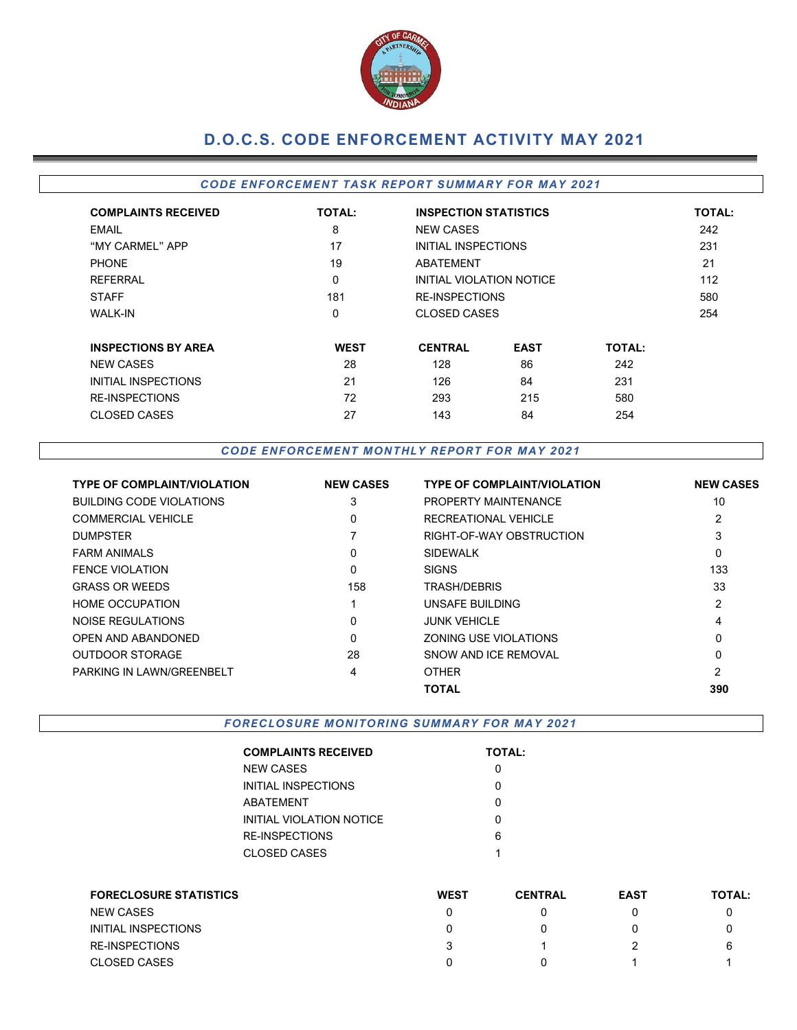# D.O.C.S. CODE ENFORCEMENT ACTIVITY MAY 2021

## *CODE ENFORCEMENT TASK REPORT SUMMARY FOR MAY 2021*

| COMPLAINTS RECEIVED | TOTAL: | INSPECTION STATISTICS | TOTAL: |
|---|---|---|---|
| EMAIL | 8 | NEW CASES | 242 |
| "MY CARMEL" APP | 17 | INITIAL INSPECTIONS | 231 |
| PHONE | 19 | ABATEMENT | 21 |
| REFERRAL | 0 | INITIAL VIOLATION NOTICE | 112 |
| STAFF | 181 | RE-INSPECTIONS | 580 |
| WALK-IN | 0 | CLOSED CASES | 254 |

| INSPECTIONS BY AREA | WEST | CENTRAL | EAST | TOTAL: |
|---|---|---|---|---|
| NEW CASES | 28 | 128 | 86 | 242 |
| INITIAL INSPECTIONS | 21 | 126 | 84 | 231 |
| RE-INSPECTIONS | 72 | 293 | 215 | 580 |
| CLOSED CASES | 27 | 143 | 84 | 254 |

## *CODE ENFORCEMENT MONTHLY REPORT FOR MAY 2021*

| TYPE OF COMPLAINT/VIOLATION | NEW CASES | TYPE OF COMPLAINT/VIOLATION | NEW CASES |
|---|---|---|---|
| BUILDING CODE VIOLATIONS | 3 | PROPERTY MAINTENANCE | 10 |
| COMMERCIAL VEHICLE | 0 | RECREATIONAL VEHICLE | 2 |
| DUMPSTER | 7 | RIGHT-OF-WAY OBSTRUCTION | 3 |
| FARM ANIMALS | 0 | SIDEWALK | 0 |
| FENCE VIOLATION | 0 | SIGNS | 133 |
| GRASS OR WEEDS | 158 | TRASH/DEBRIS | 33 |
| HOME OCCUPATION | 1 | UNSAFE BUILDING | 2 |
| NOISE REGULATIONS | 0 | JUNK VEHICLE | 4 |
| OPEN AND ABANDONED | 0 | ZONING USE VIOLATIONS | 0 |
| OUTDOOR STORAGE | 28 | SNOW AND ICE REMOVAL | 0 |
| PARKING IN LAWN/GREENBELT | 4 | OTHER | 2 |
| | | **TOTAL** | **390** |

## *FORECLOSURE MONITORING SUMMARY FOR MAY 2021*

| COMPLAINTS RECEIVED | TOTAL: |
|---|---|
| NEW CASES | 0 |
| INITIAL INSPECTIONS | 0 |
| ABATEMENT | 0 |
| INITIAL VIOLATION NOTICE | 0 |
| RE-INSPECTIONS | 6 |
| CLOSED CASES | 1 |

| FORECLOSURE STATISTICS | WEST | CENTRAL | EAST | TOTAL: |
|---|---|---|---|---|
| NEW CASES | 0 | 0 | 0 | 0 |
| INITIAL INSPECTIONS | 0 | 0 | 0 | 0 |
| RE-INSPECTIONS | 3 | 1 | 2 | 6 |
| CLOSED CASES | 0 | 0 | 1 | 1 |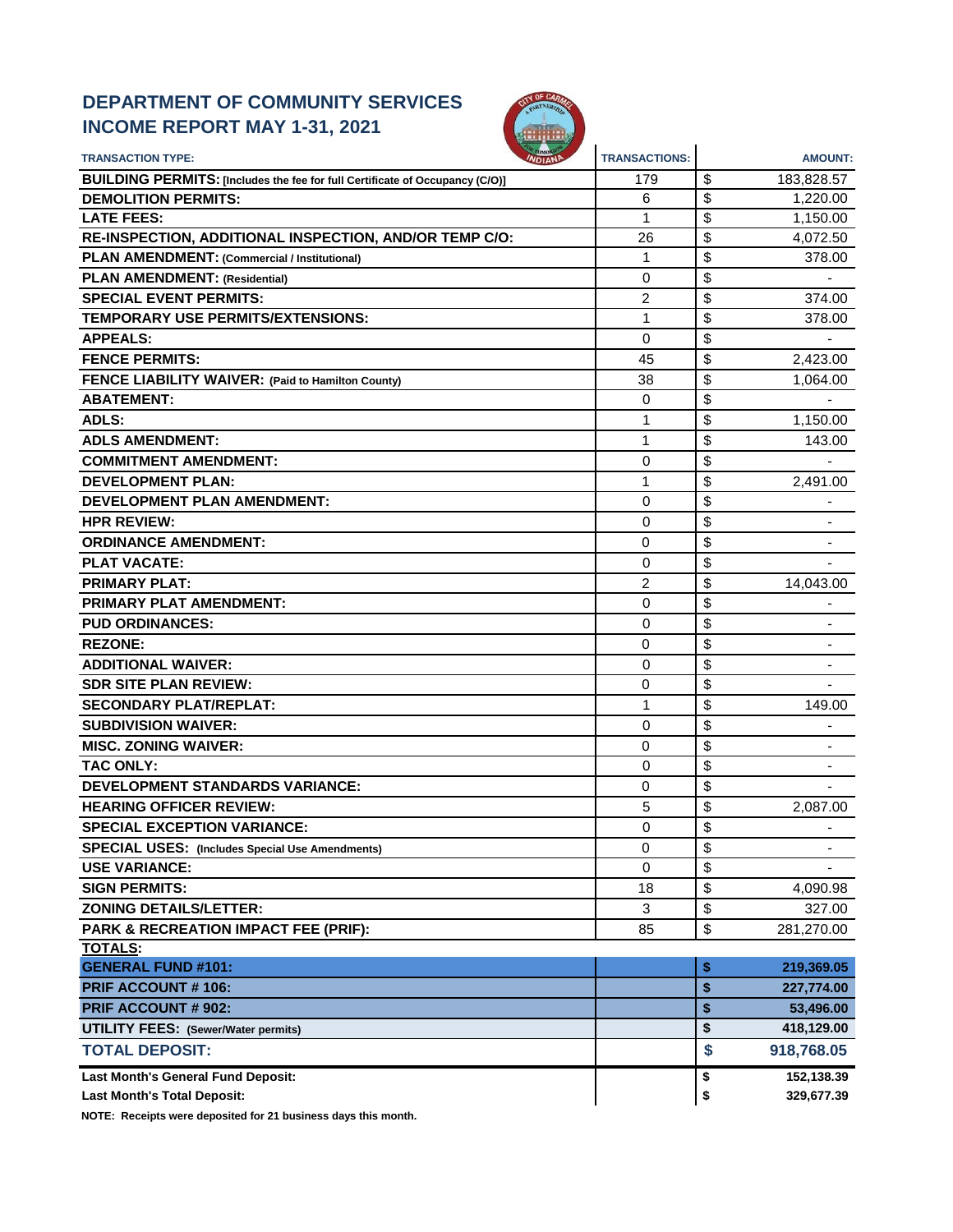# DEPARTMENT OF COMMUNITY SERVICES
# INCOME REPORT MAY 1-31, 2021

| TRANSACTION TYPE: | TRANSACTIONS: | AMOUNT: |
|---|---|---|
| **BUILDING PERMITS: [Includes the fee for full Certificate of Occupancy (C/O)]** | 179 | $ 183,828.57 |
| **DEMOLITION PERMITS:** | 6 | $ 1,220.00 |
| **LATE FEES:** | 1 | $ 1,150.00 |
| **RE-INSPECTION, ADDITIONAL INSPECTION, AND/OR TEMP C/O:** | 26 | $ 4,072.50 |
| **PLAN AMENDMENT: (Commercial / Institutional)** | 1 | $ 378.00 |
| **PLAN AMENDMENT: (Residential)** | 0 | $ - |
| **SPECIAL EVENT PERMITS:** | 2 | $ 374.00 |
| **TEMPORARY USE PERMITS/EXTENSIONS:** | 1 | $ 378.00 |
| **APPEALS:** | 0 | $ - |
| **FENCE PERMITS:** | 45 | $ 2,423.00 |
| **FENCE LIABILITY WAIVER: (Paid to Hamilton County)** | 38 | $ 1,064.00 |
| **ABATEMENT:** | 0 | $ - |
| **ADLS:** | 1 | $ 1,150.00 |
| **ADLS AMENDMENT:** | 1 | $ 143.00 |
| **COMMITMENT AMENDMENT:** | 0 | $ - |
| **DEVELOPMENT PLAN:** | 1 | $ 2,491.00 |
| **DEVELOPMENT PLAN AMENDMENT:** | 0 | $ - |
| **HPR REVIEW:** | 0 | $ - |
| **ORDINANCE AMENDMENT:** | 0 | $ - |
| **PLAT VACATE:** | 0 | $ - |
| **PRIMARY PLAT:** | 2 | $ 14,043.00 |
| **PRIMARY PLAT AMENDMENT:** | 0 | $ - |
| **PUD ORDINANCES:** | 0 | $ - |
| **REZONE:** | 0 | $ - |
| **ADDITIONAL WAIVER:** | 0 | $ - |
| **SDR SITE PLAN REVIEW:** | 0 | $ - |
| **SECONDARY PLAT/REPLAT:** | 1 | $ 149.00 |
| **SUBDIVISION WAIVER:** | 0 | $ - |
| **MISC. ZONING WAIVER:** | 0 | $ - |
| **TAC ONLY:** | 0 | $ - |
| **DEVELOPMENT STANDARDS VARIANCE:** | 0 | $ - |
| **HEARING OFFICER REVIEW:** | 5 | $ 2,087.00 |
| **SPECIAL EXCEPTION VARIANCE:** | 0 | $ - |
| **SPECIAL USES: (Includes Special Use Amendments)** | 0 | $ - |
| **USE VARIANCE:** | 0 | $ - |
| **SIGN PERMITS:** | 18 | $ 4,090.98 |
| **ZONING DETAILS/LETTER:** | 3 | $ 327.00 |
| **PARK & RECREATION IMPACT FEE (PRIF):** | 85 | $ 281,270.00 |
| **TOTALS:** | | |
| **GENERAL FUND #101:** | | **$ 219,369.05** |
| **PRIF ACCOUNT # 106:** | | **$ 227,774.00** |
| **PRIF ACCOUNT # 902:** | | **$ 53,496.00** |
| **UTILITY FEES: (Sewer/Water permits)** | | **$ 418,129.00** |
| **TOTAL DEPOSIT:** | | **$ 918,768.05** |
| **Last Month's General Fund Deposit:** | | **$ 152,138.39** |
| **Last Month's Total Deposit:** | | **$ 329,677.39** |

**NOTE: Receipts were deposited for 21 business days this month.**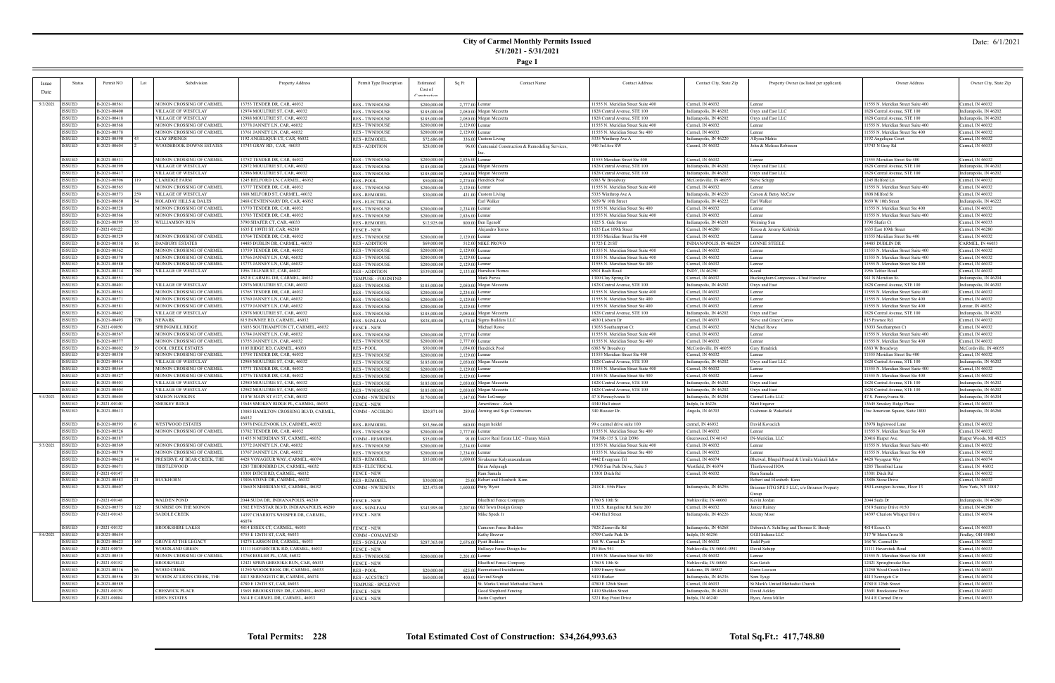# City of Carmel Monthly Permits Issued

**5/1/2021 - 5/31/2021**

Date: 6/1/2021

| Issue Date | Status | Permit NO | Lot | Subdivision | Property Address | Permit Type Description | Estimated Cost of Construction | Sq Ft | Contact Name | Contact Address | Contact City, State Zip | Property Owner (as listed per applicant) | Owner Address | Owner City, State Zip |
|---|---|---|---|---|---|---|---|---|---|---|---|---|---|---|
| 5/3/2021 | ISSUED | B-2021-00561 | | MONON CROSSING OF CARMEL | 13753 TENDER DR, CAR, 46032 | RES - TWNHOUSE | $200,000.00 | 2,777.00 | Lennar | 11555 N. Meridian Street Suite 400 | Carmel, IN 46032 | Lennar | 11555 N. Meridian Street Suite 400 | Carmel, IN 46032 |
| | ISSUED | B-2021-00400 | | VILLAGE OF WESTCLAY | 12974 MOULTRIE ST, CAR, 46032 | RES - TWNHOUSE | $185,000.00 | 2,050.00 | Megan Mezzetta | 1828 Central Avenue, STE 100 | Indianapolis, IN 46202 | Onyx and East LLC | 1828 Central Avenue, STE 100 | Indianapolis, IN 46202 |
| | ISSUED | B-2021-00418 | | VILLAGE OF WESTCLAY | 12988 MOULTRIE ST, CAR, 46032 | RES - TWNHOUSE | $185,000.00 | 2,050.00 | Megan Mezzetta | 1828 Central Avenue, STE 100 | Indianapolis, IN 46202 | Onyx and East LLC | 1828 Central Avenue, STE 100 | Indianapolis, IN 46202 |
| | ISSUED | B-2021-00568 | | MONON CROSSING OF CARMEL | 13778 JANNEY LN, CAR, 46032 | RES - TWNHOUSE | $200,000.00 | 2,129.00 | Lennar | 11555 N. Meridian Street Suite 400 | Carmel, IN 46032 | Lennar | 11555 N. Meridian Street Suite 400 | Carmel, IN 46032 |
| | ISSUED | B-2021-00578 | | MONON CROSSING OF CARMEL | 13761 JANNEY LN, CAR, 46032 | RES - TWNHOUSE | $200,000.00 | 2,129.00 | Lennar | 11555 N. Meridian Street Ste 400 | Carmel, IN 46032 | Lennar | 11555 N. Meridian Street Ste 400 | Carmel, IN 46032 |
| | ISSUED | B-2021-00590 | 43 | CLAY SPRINGS | 1192 ANGELIQUE CT, CAR, 46032 | RES - REMODEL | $72,686.00 | 336.00 | Custom Living | 5335 Winthrop Ave A | Indianapolis, IN 46220 | Allyssa Mehta | 1192 Angelique Court | Carmel, IN 46032 |
| | ISSUED | B-2021-00604 | 2 | WOODBROOK DOWNS ESTATES | 13743 GRAY RD, CAR, 46033 | RES - ADDITION | $28,000.00 | 96.00 | Centennial Construction & Remodeling Services, Inc. | 940 3rd Ave SW | Careml, IN 46032 | John & Melissa Robinson | 13743 N Gray Rd | Carmel, IN 46033 |
| | ISSUED | B-2021-00531 | | MONON CROSSING OF CARMEL | 13752 TENDER DR, CAR, 46032 | RES - TWNHOUSE | $200,000.00 | 2,836.00 | Lennar | 11555 Meridian Street Ste 400 | Carmel, IN 46032 | Lennar | 11555 Meridian Street Ste 400 | Carmel, IN 46032 |
| | ISSUED | B-2021-00399 | | VILLAGE OF WESTCLAY | 12972 MOULTRIE ST, CAR, 46032 | RES - TWNHOUSE | $185,000.00 | 2,050.00 | Megan Mezzetta | 1828 Central Avenue, STE 100 | Indianapolis, IN 46202 | Onyx and East LLC | 1828 Central Avenue, STE 100 | Indianapolis, IN 46202 |
| | ISSUED | B-2021-00417 | | VILLAGE OF WESTCLAY | 12986 MOULTRIE ST, CAR, 46032 | RES - TWNHOUSE | $185,000.00 | 2,050.00 | Megan Mezzetta | 1828 Central Avenue, STE 100 | Indianapolis, IN 46202 | Onyx and East LLC | 1828 Central Avenue, STE 100 | Indianapolis, IN 46202 |
| | ISSUED | B-2021-00506 | 119 | CLARIDGE FARM | 1245 HELFORD LN, CARMEL, 46032 | RES - POOL | $50,000.00 | 2,270.00 | Hendrick Pool | 6383 W Broadway | McCordsville, IN 46055 | Steve Schipp | 1245 Helford Ln | Carmel, IN 46032 |
| | ISSUED | B-2021-00565 | | MONON CROSSING OF CARMEL | 13777 TENDER DR, CAR, 46032 | RES - TWNHOUSE | $200,000.00 | 2,129.00 | Lennar | 11555 N. Meridian Street Suite 400 | Carmel, IN 46032 | Lennar | 11555 N. Meridian Street Suite 400 | Carmel, IN 46032 |
| | ISSUED | B-2021-00573 | 259 | VILLAGE OF WESTCLAY | 1808 MILFORD ST, CARMEL, 46032 | RES - REMODEL | $30,000.00 | 431.00 | Custom Living | 5335 Winthrop Ave A | Indianapolis, IN 46220 | Carson & Betsy McCaw | 1808 Milford St | Carmel, IN 46032 |
| | ISSUED | B-2021-00650 | 34 | HOLADAY HILLS & DALES | 2468 CENTENNARY DR, CAR, 46032 | RES - ELECTRICAL | | | Earl Walker | 3659 W 10th Street | Indianapolis, IN 46222 | Earl Walker | 3659 W 10th Street | Indianapolis, IN 46222 |
| | ISSUED | B-2021-00528 | | MONON CROSSING OF CARMEL | 13770 TENDER DR, CAR, 46032 | RES - TWNHOUSE | $200,000.00 | 2,234.00 | Lennar | 11555 N. Meridian Street Ste 400 | Carmel, IN 46032 | Lennar | 11555 N. Meridian Street Ste 400 | Carmel, IN 46032 |
| | ISSUED | B-2021-00566 | | MONON CROSSING OF CARMEL | 13783 TENDER DR, CAR, 46032 | RES - TWNHOUSE | $200,000.00 | 2,836.00 | Lennar | 11555 N. Meridian Street Suite 400 | Carmel, IN 46032 | Lennar | 11555 N. Meridian Street Suite 400 | Carmel, IN 46032 |
| | ISSUED | B-2021-00599 | 35 | WILLIAMSON RUN | 3790 SHAFER CT, CAR, 46033 | RES - REMODEL | $12,925.00 | 800.00 | Ben Egenolf | 1025 S. Gale Street | Indianapolis, IN 46203 | Weiming Sun | 3790 Shafer Ct | Carmel, IN 46033 |
| | ISSUED | F-2021-00122 | | | 1635 E 109TH ST, CAR, 46280 | FENCE - NEW | | | Alejandro Torres | 1635 East 109th Street | Carmel, IN 46280 | Teresa & Jeremy Kirkbride | 1635 East 109th Street | Carmel, IN 46280 |
| | ISSUED | B-2021-00529 | | MONON CROSSING OF CARMEL | 13764 TENDER DR, CAR, 46032 | RES - TWNHOUSE | $200,000.00 | 2,129.00 | Lennar | 11555 Meridian Street Ste 400 | Carmel, IN 46032 | Lennar | 11555 Meridian Street Ste 400 | Carmel, IN 46032 |
| | ISSUED | B-2021-00358 | 16 | DANBURY ESTATES | 14485 DUBLIN DR, CARMEL, 46033 | RES - ADDITION | $69,000.00 | 512.00 | MIKE PROVO | 11723 E 21ST | INDIANAPOLIS, IN 466229 | LONNIE STEELE | 14485 DUBLIN DR | CARMEL, IN 46033 |
| | ISSUED | B-2021-00562 | | MONON CROSSING OF CARMEL | 13759 TENDER DR, CAR, 46032 | RES - TWNHOUSE | $200,000.00 | 2,129.00 | Lennar | 11555 N. Meridian Street Suite 400 | Carmel, IN 46032 | Lennar | 11555 N. Meridian Street Suite 400 | Carmel, IN 46032 |
| | ISSUED | B-2021-00570 | | MONON CROSSING OF CARMEL | 13766 JANNEY LN, CAR, 46032 | RES - TWNHOUSE | $200,000.00 | 2,129.00 | Lennar | 11555 N. Meridian Street Suite 400 | Carmel, IN 46032 | Lennar | 11555 N. Meridian Street Suite 400 | Carmel, IN 46032 |
| | ISSUED | B-2021-00580 | | MONON CROSSING OF CARMEL | 13773 JANNEY LN, CAR, 46032 | RES - TWNHOUSE | $200,000.00 | 2,129.00 | Lennar | 11555 N. Meridian Street Ste 400 | Carmel, IN 46032 | Lennar | 11555 N. Meridian Street Ste 400 | Carmel, IN 46032 |
| | ISSUED | B-2021-00314 | 780 | VILLAGE OF WESTCLAY | 1956 TELFAIR ST, CAR, 46032 | RES - ADDITION | $539,000.00 | 2,133.00 | Hamilton Homes | 8501 Bash Road | INDY, IN 46250 | Kocal | 1956 Telfair Road | Carmel, IN 46032 |
| | ISSUED | B-2021-00551 | | | 452 E CARMEL DR, CARMEL, 46032 | TEMPUSE - FOODSTND | | | Mark Purvis | 1300 Clay Spring Dr | Carmel, IN 46032 | Buckingham Companies - Chad Haneline | 941 N Meridian St. | Indianapolis, IN 46204 |
| | ISSUED | B-2021-00401 | | VILLAGE OF WESTCLAY | 12976 MOULTRIE ST, CAR, 46032 | RES - TWNHOUSE | $185,000.00 | 2,050.00 | Megan Mezzetta | 1828 Central Avenue, STE 100 | Indianapolis, IN 46202 | Onyx and East | 1828 Central Avenue, STE 100 | Indianapolis, IN 46202 |
| | ISSUED | B-2021-00563 | | MONON CROSSING OF CARMEL | 13765 TENDER DR, CAR, 46032 | RES - TWNHOUSE | $200,000.00 | 2,234.00 | Lennar | 11555 N. Meridian Street Suite 400 | Carmel, IN 46032 | Lennar | 11555 N. Meridian Street Suite 400 | Carmel, IN 46032 |
| | ISSUED | B-2021-00571 | | MONON CROSSING OF CARMEL | 13760 JANNEY LN, CAR, 46032 | RES - TWNHOUSE | $200,000.00 | 2,129.00 | Lennar | 11555 N. Meridian Street Ste 400 | Carmel, IN 46032 | Lennar | 11555 N. Meridian Street Ste 400 | Carmel, IN 46032 |
| | ISSUED | B-2021-00581 | | MONON CROSSING OF CARMEL | 13779 JANNEY LN, CAR, 46032 | RES - TWNHOUSE | $200,000.00 | 2,129.00 | Lennar | 11555 N. Meridian Street Ste 400 | Carmel, IN 46032 | Lennar | 11555 N. Meridian Street Ste 400 | Lennar, IN 46032 |
| | ISSUED | B-2021-00402 | | VILLAGE OF WESTCLAY | 12978 MOULTRIE ST, CAR, 46032 | RES - TWNHOUSE | $185,000.00 | 2,050.00 | Megan Mezzetta | 1828 Central Avenue, STE 100 | Indianapolis, IN 46202 | Onyx and East | 1828 Central Avenue, STE 100 | Indianapolis, IN 46202 |
| | ISSUED | B-2021-00493 | 77B | NEWARK | 815 PAWNEE RD, CARMEL, 46032 | RES - SGNLFAM | $838,400.00 | 6,174.00 | Sigma Builders LLC | 4630 Lisborn Dr | Carmel, IN 46033 | Steve and Grace Caress | 815 Pawnee Rd. | Carmel, IN 46032 |
| | ISSUED | F-2021-00050 | | SPRINGMILL RIDGE | 13033 SOUTHAMPTON CT, CARMEL, 46032 | FENCE - NEW | | | Michael Rowe | 13033 Southampton Ct | Carmel, IN 46032 | Michael Rowe | 13033 Southampton Ct | Carmel, IN 46032 |
| | ISSUED | B-2021-00567 | | MONON CROSSING OF CARMEL | 13784 JANNEY LN, CAR, 46032 | RES - TWNHOUSE | $200,000.00 | 2,777.00 | Lennar | 11555 N. Meridian Street Suite 400 | Carmel, IN 46032 | Lennar | 11555 N. Meridian Street Suite 400 | Carmel, IN 46032 |
| | ISSUED | B-2021-00577 | | MONON CROSSING OF CARMEL | 13755 JANNEY LN, CAR, 46032 | RES - TWNHOUSE | $200,000.00 | 2,777.00 | Lennar | 11555 N. Meridian Street Ste 400 | Carmel, IN 46032 | Lennar | 11555 N. Meridian Street Ste 400 | Carmel, IN 46032 |
| | ISSUED | B-2021-00602 | 29 | COOL CREEK ESTATES | 1105 RIDGE RD, CARMEL, 46033 | RES - POOL | $50,000.00 | 1,034.00 | Hendrick Pool | 6383 W Broadway | McCordsville, IN 46055 | Gary Hendrick | 6383 W Broadway | McCordsville, IN 46055 |
| | ISSUED | B-2021-00530 | | MONON CROSSING OF CARMEL | 13758 TENDER DR, CAR, 46032 | RES - TWNHOUSE | $200,000.00 | 2,129.00 | Lennar | 11555 Meridian Street Ste 400 | Carmel, IN 46032 | Lennar | 11555 Meridian Street Ste 400 | Carmel, IN 46032 |
| | ISSUED | B-2021-00416 | | VILLAGE OF WESTCLAY | 12984 MOULTRIE ST, CAR, 46032 | RES - TWNHOUSE | $185,000.00 | 2,050.00 | Megan Mezzetta | 1828 Central Avenue, STE 100 | Indianapolis, IN 46202 | Onyx and East LLC | 1828 Central Avenue, STE 100 | Indianapolis, IN 46202 |
| | ISSUED | B-2021-00564 | | MONON CROSSING OF CARMEL | 13771 TENDER DR, CAR, 46032 | RES - TWNHOUSE | $200,000.00 | 2,129.00 | Lennar | 11555 N. Meridian Street Suite 400 | Carmel, IN 46032 | Lennar | 11555 N. Meridian Street Suite 400 | Carmel, IN 46032 |
| | ISSUED | B-2021-00527 | | MONON CROSSING OF CARMEL | 13776 TENDER DR, CAR, 46032 | RES - TWNHOUSE | $200,000.00 | 2,129.00 | Lennar | 11555 N. Meridian Street Ste 400 | Carmel, IN 46032 | Lennar | 11555 N. Meridian Street Ste 400 | Carmel, IN 46032 |
| | ISSUED | B-2021-00403 | | VILLAGE OF WESTCLAY | 12980 MOULTRIE ST, CAR, 46032 | RES - TWNHOUSE | $185,000.00 | 2,050.00 | Megan Mezzetta | 1828 Central Avenue, STE 100 | Indianapolis, IN 46202 | Onyx and East | 1828 Central Avenue, STE 100 | Indianapolis, IN 46202 |
| | ISSUED | B-2021-00404 | | VILLAGE OF WESTCLAY | 12982 MOULTRIE ST, CAR, 46032 | RES - TWNHOUSE | $185,000.00 | 2,050.00 | Megan Mezzetta | 1828 Central Avenue, STE 100 | Indianapolis, IN 46202 | Onyx and East | 1828 Central Avenue, STE 100 | Indianapolis, IN 46202 |
| 5/4/2021 | ISSUED | B-2021-00605 | | SIMEON HAWKINS | 110 W MAIN ST #127, CAR, 46032 | COMM - NWTENFIN | $170,000.00 | 1,147.00 | Nate LaGrange | 47 S Pennsylvania St. | Indianapolis, IN 46204 | Carmel Lofts LLC | 47 S. Pennsylvania St. | Indianapolis, IN 46204 |
| | ISSUED | F-2021-00140 | | SMOKEY RIDGE | 13645 SMOKEY RIDGE PL, CARMEL, 46033 | FENCE - NEW | | | Amerifence - Zach | 4340 Hull street | Indpls, In 46226 | Matt Engerer | 13645 Smokey Ridge Place | Carmel, IN 46033 |
| | ISSUED | B-2021-00613 | | | 13085 HAMILTON CROSSING BLVD, CARMEL, 46032 | COMM - ACCBLDG | $20,871.08 | 289.00 | Awning and Sign Contractors | 340 Hoosier Dr. | Angola, IN 46703 | Cushman & Wakefield | One American Square, Suite 1800 | Indianapolis, IN 46268 |
| | ISSUED | B-2021-00593 | 6 | WESTWOOD ESTATES | 13978 INGLENOOK LN, CARMEL, 46032 | RES - REMODEL | $53,566.00 | 680.00 | megan heidel | 99 e carmel drive suite 100 | carmel, IN 46032 | David Kovacich | 13978 Inglewood Lane | Carmel, IN 46032 |
| | ISSUED | B-2021-00526 | | MONON CROSSING OF CARMEL | 13782 TENDER DR, CAR, 46032 | RES - TWNHOUSE | $200,000.00 | 2,777.00 | Lennar | 11555 N. Meridian Street Ste 400 | Carmel, IN 46032 | Lennar | 11555 N. Meridian Street Ste 400 | Carmel, IN 46032 |
| | ISSUED | B-2021-00387 | | | 11455 N MERIDIAN ST, CARMEL, 46032 | COMM - REMODEL | $35,000.00 | 91.00 | Lucror Real Estate LLC - Danny Maish | 704 SR-135 S, Unit D396 | Greenwood, IN 46143 | IN-Meridian, LLC | 20416 Harper Ave. | Harper Woods, MI 48225 |
| 5/5/2021 | ISSUED | B-2021-00569 | | MONON CROSSING OF CARMEL | 13772 JANNEY LN, CAR, 46032 | RES - TWNHOUSE | $200,000.00 | 2,234.00 | Lennar | 11555 N. Meridian Street Suite 400 | Carmel, IN 46032 | Lennar | 11555 N. Meridian Street Suite 400 | Carmel, IN 46032 |
| | ISSUED | B-2021-00579 | | MONON CROSSING OF CARMEL | 13767 JANNEY LN, CAR, 46032 | RES - TWNHOUSE | $200,000.00 | 2,234.00 | Lennar | 11555 N. Meridian Street Ste 400 | Carmel, IN 46032 | Lennar | 11555 N. Meridian Street Ste 400 | Carmel, IN 46032 |
| | ISSUED | B-2021-00628 | 14 | PRESERVE AT BEAR CREEK, THE | 4428 VOYAGEUR WAY, CARMEL, 46074 | RES - REMODEL | $35,000.00 | 1,600.00 | Sivakumar Kalyanasundaram | 4442 Evergreen Trl | Carmel, IN 46074 | Bhetwal, Bhupal Prasad & Urmila Mainali h&w | 4428 Voyageur Way | Carmel, IN 46074 |
| | ISSUED | B-2021-00671 | | THISTLEWOOD | 1285 THORNBIRD LN, CARMEL, 46032 | RES - ELECTRICAL | | | Brian Ashpaugh | 17903 Sun Park Drive, Suite 5 | Westfield, IN 46074 | Thistlewood HOA | 1285 Thornbird Lane | Carmel, IN 46032 |
| | ISSUED | F-2021-00147 | | | 13301 DITCH RD, CARMEL, 46032 | FENCE - NEW | | | Ram Samala | 13301 Ditch Rd | Carmel, IN 46032 | Ram Samala | 13301 Ditch Rd | Carmel, IN 46032 |
| | ISSUED | B-2021-00383 | 21 | BUCKHORN | 13806 STONE DR, CARMEL, 46032 | RES - REMODEL | $30,000.00 | 25.00 | Robert and Elizabeth Kinn | | | Robert and Elizabeth Kinn | 13806 Stone Drive | Carmel, IN 46032 |
| | ISSUED | B-2021-00607 | | | 13660 N MERIDIAN ST, CARMEL, 46032 | COMM - NWTENFIN | $23,475.00 | 1,600.00 | Patty Wyatt | 2418 E. 55th Place | Indianapolis, IN 46256 | Brixmor HTG SPE 5 LLC, c/o Brixmor Property Group | 450 Lexington Avenue, Floor 13 | New York, NY 10017 |
| | ISSUED | F-2021-00148 | | WALDEN POND | 2044 SUDA DR, INDIANAPOLIS, 46280 | FENCE - NEW | | | Bluebird Fence Company | 1760 S 10th St | Noblesville, IN 46060 | Kevin Jordan | 2044 Suda Dr | Indianapolis, IN 46280 |
| | ISSUED | B-2021-00575 | 122 | SUNRISE ON THE MONON | 1502 EVENSTAR BLVD, INDIANAPOLIS, 46280 | RES - SGNLFAM | $343,995.00 | 2,207.00 | Old Town Design Group | 1132 S. Rangeline Rd. Suite 200 | Carmel, IN 46032 | Janice Rainey | 1519 Sunray Drive #130 | Carmel, IN 46280 |
| | ISSUED | F-2021-00143 | | SADDLE CREEK | 14397 CHARIOTS WHISPER DR, CARMEL, 46074 | FENCE - NEW | | | Mike Speck Jr | 4340 Hull Street | Indianapolis, IN 46226 | Jeremy Moor | 14397 Chariots Whisper Drive | Carmel, IN 46074 |
| | ISSUED | F-2021-00132 | | BROOKSHIRE LAKES | 4814 ESSEX CT, CARMEL, 46033 | FENCE - NEW | | | Cameron Fence Builders | 7828 Zionsville Rd | Indianapolis, IN 46268 | Deborah A. Schilling and Thomas E. Bundy | 4814 Essex Ct | Carmel, IN 46033 |
| 5/6/2021 | ISSUED | B-2021-00654 | | | 4735 E 126TH ST, CAR, 46033 | COMM - COMAMEND | | | Kathy Brewer | 8709 Castle Park Dr | Indpls, IN 46256 | GGII Indiana LLC | 517 W Main Cross St | Findlay, OH 45840 |
| | ISSUED | B-2021-00623 | 169 | GROVE AT THE LEGACY | 14275 LARSON DR, CARMEL, 46033 | RES - SGNLFAM | $287,363.00 | 2,676.00 | Pyatt Builders | 168 W. Carmel Dr | Carmel, IN 46032 | Todd Pyatt | 168 W. Carmel Dr | Carmel, IN 46032 |
| | ISSUED | F-2021-00075 | | WOODLAND GREEN | 11111 HAVERSTICK RD, CARMEL, 46033 | FENCE - NEW | | | Bullseye Fence Design Inc | PO Box 941 | Noblesville, IN 46061-0941 | David Schipp | 11111 Haverstick Road | Carmel, IN 46033 |
| | ISSUED | B-2021-00515 | | MONON CROSSING OF CARMEL | 13768 BOILER PL, CAR, 46032 | RES - TWNHOUSE | $200,000.00 | 2,201.00 | Lennar | 11555 N. Meridian Street Ste 400 | Carmel, IN 46032 | Lennar | 11555 N. Meridian Street Ste 400 | Carmel, IN 46032 |
| | ISSUED | F-2021-00152 | | BROOKFIELD | 12421 SPRINGBROOKE RUN, CAR, 46033 | FENCE - NEW | | | Bluebird Fence Company | 1760 S 10th St | Noblesville, IN 46060 | Ken Getch | 12421 Springbrooke Run | Carmel, IN 46033 |
| | ISSUED | B-2021-00316 | 86 | WOOD CREEK | 11250 WOODCREEK DR, CARMEL, 46033 | RES - POOL | $20,000.00 | 625.00 | Recreational Installations | 1009 Emery Street | Kokomo, IN 46902 | Darin Lawson | 11250 Wood Creek Drive | Carmel, IN 46033 |
| | ISSUED | B-2021-00556 | 20 | WOODS AT LIONS CREEK, THE | 4413 SERENGETI CIR, CARMEL, 46074 | RES - ACCSTRCT | $60,000.00 | 400.00 | Govind Singh | 5410 Barker | Indianapolis, IN 46236 | Sonu Tyagi | 4413 Serengeti Cir | Carmel, IN 46074 |
| | ISSUED | B-2021-00589 | | | 4780 E 126TH ST, CAR, 46033 | TEMPUSE - SPCLEVNT | | | St. Marks United Methodist Church | 4780 E 126th Street | Carmel, IN 46033 | St Mark's United Methodist Church | 4780 E 126th Street | Carmel, IN 46033 |
| | ISSUED | F-2021-00139 | | CHESWICK PLACE | 13691 BROOKSTONE DR, CARMEL, 46032 | FENCE - NEW | | | Good Shepherd Fencing | 1410 Sheldon Street | Indianapolis, IN 46201 | David Ackley | 13691 Brookstone Drive | Carmel, IN 46032 |
| | ISSUED | F-2021-00084 | | EDEN ESTATES | 3614 E CARMEL DR, CARMEL, 46033 | FENCE - NEW | | | Justin Capehart | 3221 Bay Point Drive | Indpls, IN 46240 | Ryan, Anna Miller | 3614 E Carmel Drive | Carmel, IN 46033 |

**Total Permits: 228** | **Total Estimated Cost of Construction: $34,264,993.63** | **Total Sq.Ft.: 417,748.80**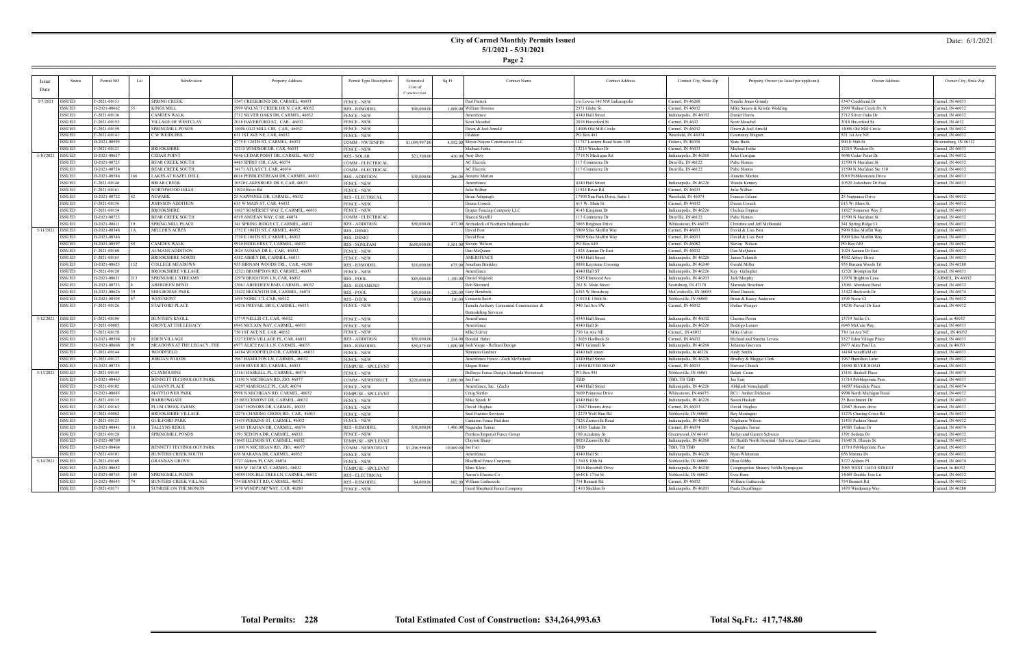# City of Carmel Monthly Permits Issued

**5/1/2021 - 5/31/2021**

Date: 6/1/2021

| Issue Date | Status | Permit NO | Lot | Subdivision | Property Address | Permit Type Description | Estimated Cost of Construction | Sq Ft | Contact Name | Contact Address | Contact City, State Zip | Property Owner (as listed per applicant) | Owner Address | Owner City, State Zip |
|---|---|---|---|---|---|---|---|---|---|---|---|---|---|---|
| 5/7/2021 | ISSUED | F-2021-00151 | | SPRING CREEK | 5347 CREEKBEND DR, CARMEL, 46033 | FENCE - NEW | | | Paul Patrick | c/o Lowes 145 NW Indianapolis | Carmel, IN 46268 | Natalie Jones Grundy | 5347 Creekbend Dr | Carmel, IN 46033 |
| | ISSUED | B-2021-00662 | 35 | KINGS MILL | 2999 WALNUT CREEK DR N, CAR, 46032 | RES - REMODEL | $90,000.00 | 1,008.00 | William Brosius | 2371 Glebe St. | Carmel, IN 46032 | Mike Sauers & Kristin Wedding | 2999 Walnut Creek Dr. N. | Carmel, IN 46032 |
| | ISSUED | F-2021-00136 | | CAMDEN WALK | 2712 SILVER OAKS DR, CARMEL, 46032 | FENCE - NEW | | | Amerifence | 4340 Hull Street | Indianapolis, IN 46032 | Daniel Harris | 2712 Silver Oaks Dr | Carmel, IN 46032 |
| | ISSUED | F-2021-00153 | | VILLAGE OF WESTCLAY | 2018 HAVERFORD ST, CAR, 46032 | FENCE - NEW | | | Scott Moschel | 2018 Haverford St | Carmel, IN 4632 | Scott Moschel | 2018 Haverford St | Carmel, IN 4632 |
| | ISSUED | F-2021-00159 | | SPRINGMILL PONDS | 14006 OLD MILL CIR, CAR, 46032 | FENCE - NEW | | | Dawn & Joel Arnold | 14006 Old Mill Circle | Carmel, IN 46032 | Dawn & Joel Arnold | 14006 Old Mill Circle | Carmel, IN 46032 |
| | ISSUED | F-2021-00141 | | C W WEIDLERS | 611 1ST AVE NE, CAR, 46032 | FENCE - NEW | | | Glidden | PO Box 481 | Westfield, IN 46074 | Courtenay Wagner | 521 1st Ave NE | Carmel, IN 46032 |
| | ISSUED | B-2021-00395 | | | 4775 E 126TH ST, CARMEL, 46033 | COMM - NWTENFIN | $1,099,997.00 | 4,952.00 | Meyer-Najem Construction LLC | 11787 Lantern Road Suite 100 | Fishers, IN 46038 | State Bank | 900 E 56th St | Brownsburg, IN 46112 |
| | ISSUED | F-2021-00121 | | BROOKSHIRE | 12215 WINDSOR DR, CAR, 46033 | FENCE - NEW | | | Michael Fethe | 12215 Windsor Dr | Carmel, IN 46033 | Michael Fethe | 12215 Windsor Dr | Carmel, IN 46033 |
| 5/10/2021 | ISSUED | B-2021-00657 | | CEDAR POINT | 9646 CEDAR POINT DR, CARMEL, 46032 | RES - SOLAR | $21,500.00 | 410.00 | Amy Doty | 7718 N Michigan Rd | Indianapolis, IN 46268 | John Carrigan | 9646 Cedar Point Dr | Carmel, IN 46032 |
| | ISSUED | B-2021-00725 | | BEAR CREEK SOUTH | 4485 SPIRIT CIR, CAR, 46074 | COMM - ELECTRICAL | | | AC Electric | 117 Commerce Dr | Danville, IN 46122 | Pulte Homes | 11590 N Meridian St | Carmel, IN 46032 |
| | ISSUED | B-2021-00724 | | BEAR CREEK SOUTH | 14171 ATLAS CT, CAR, 46074 | COMM - ELECTRICAL | | | AC Electric | 117 Commerce Dr | Danville, IN 46122 | Pulte Homes | 11590 N Meridian Ste 530 | Carmel, IN 46032 |
| | ISSUED | B-2021-00586 | 166 | LAKES AT HAZEL DELL | 6016 PEBBLESTREAM DR, CARMEL, 46033 | RES - ADDITION | $30,000.00 | 266.00 | Annette Marton | | | Annette Marton | 6016 Pebblestream Drive | Carmel, IN 46033 |
| | ISSUED | F-2021-00146 | | BRIAR CREEK | 10520 LAKESHORE DR E, CAR, 46033 | FENCE - NEW | | | Amerifence | 4340 Hull Street | Indianapolis, IN 46226 | Wanda Kenney | 10520 Lakeshore Dr East | Carmel, IN 46033 |
| | ISSUED | F-2021-00161 | | NORTHWOOD HILLS | 11924 River Rd | FENCE - NEW | | | Julie Wilber | 11924 River Rd | Carmel, IN 46033 | Julie Wilber | | |
| | ISSUED | B-2021-00722 | 42 | NEWARK | 25 NAPPANEE DR, CARMEL, 46032 | RES - ELECTRICAL | | | Brian Ashpaugh | 17903 Sun Park Drive, Suite 5 | Westfield, IN 46074 | Frances Gileno | 25 Nappanee Drive | Carmel, IN 46032 |
| | ISSUED | F-2021-00156 | | JOHNSON ADDITION | 615 W MAIN ST, CAR, 46032 | FENCE - NEW | | | Deena Crouch | 615 W. Main St. | Carmel, IN 46032 | Deena Crouch | 615 W. Main St. | Carmel, IN 46032 |
| | ISSUED | F-2021-00154 | | BROOKSHIRE | 11827 SOMERSET WAY E, CARMEL, 46033 | FENCE - NEW | | | Draper Fencing Company LLC | 4143 Kingman Dr | Indianapolis, IN 46226 | Chelsea Dupree | 11827 Somerset Way E | Carmel, IN 46033 |
| | ISSUED | B-2021-00723 | | BEAR CREEK SOUTH | 4519 ANDEAN WAY, CAR, 46074 | COMM - ELECTRICAL | | | Sharon Stanlill | 117 Commerce Dr | Danville, IN 46122 | Pulte Homes | 11590 N Meridian St | Carmel, IN 46032 |
| | ISSUED | B-2021-00611 | 19 | SPRING MILL PLACE | 341 SPRING RIDGE CT, CARMEL, 46032 | RES - ADDITION | $50,000.00 | 477.00 | Archadeck of Northern Indianapolis | 5065 Brighton Drive | Whitestown, IN 46075 | Christina and Jeff McDonald | 341 Spring Ridge Ct | Carmel, IN 46032 |
| 5/11/2021 | ISSUED | B-2021-00348 | 1A | MILLER'S ACRES | 1752 E 106TH ST, CARMEL, 46032 | RES - DEMO | | | David Post | 5909 Silas Moffitt Way | Carmel, IN 46033 | David & Lisa Post | 5909 Silas Moffitt Way | Carmel, IN 46033 |
| | ISSUED | B-2021-00346 | | | 1730 E 106TH ST, CARMEL, 46032 | RES - DEMO | | | David Post | 5909 Silas Moffitt Way | Carmel, IN 46033 | David & Lisa Post | 5909 Silas Moffitt Way | Carmel, IN 46033 |
| | ISSUED | B-2021-00397 | 59 | CAMDEN WALK | 9910 FIDDLERS CT, CARMEL, 46032 | RES - SGNLFAM | $650,000.00 | 5,501.00 | Steven Wilson | PO Box 649 | Carmel, IN 46082 | Steven Wilson | PO Box 649 | Carmel, IN 46082 |
| | ISSUED | F-2021-00160 | | AUMANS ADDITION | 1024 AUMAN DR E, CAR, 46032 | FENCE - NEW | | | Dan McQuinn | 1024 Auman Dr East | Carmel, IN 46032 | Dan McQuinn | 1024 Auman Dr East | Carmel, IN 46032 |
| | ISSUED | F-2021-00165 | | BROOKSHIRE NORTH | 4582 ABBEY DR, CARMEL, 46033 | FENCE - NEW | | | AMERIFENCE | 4340 Hull Street | Indianapolis, IN 46226 | James Schmidt | 4582 Abbey Drive | Carmel, IN 46033 |
| | ISSUED | B-2021-00625 | 152 | COLLEGE MEADOWS | 935 BIRNAM WOODS TRL, CAR, 46280 | RES - REMODEL | $10,000.00 | 675.00 | Jonathan Brinkley | 8888 Keystone Crossing | Indianapolis, IN 46240 | Gerald Miller | 935 Birnam Woods Trl | Carmel, IN 46280 |
| | ISSUED | F-2021-00120 | | BROOKSHIRE VILLAGE | 12321 BROMPTON RD, CARMEL, 46033 | FENCE - NEW | | | Amerifence | 4340 Hull ST | Indianapolis, IN 46226 | Kay Gallagher | 12321 Brompton Rd | Carmel, IN 46033 |
| | ISSUED | B-2021-00631 | 213 | SPRINGMILL STREAMS | 12978 BRIGHTON LN, CAR, 46032 | RES - POOL | $85,000.00 | 1,150.00 | Daniel Majestic | 5245 Elmwood Ave | Indianapolis, IN 46203 | Jack Murphy | 12978 Brighton Lane | CARMEL, IN 46032 |
| | ISSUED | B-2021-00733 | 8 | ABERDEEN BEND | 13061 ABERDEEN BND, CARMEL, 46032 | RES - RESAMEND | | | Rob Sherrard | 262 N. Main Street | Scottsburg, IN 47170 | Maranda Bruckner | 13061 Aberdeen Bend | Carmel, IN 46032 |
| | ISSUED | B-2021-00626 | 39 | SHELBORNE PARK | 13422 BECKWITH DR, CARMEL, 46074 | RES - POOL | $50,000.00 | 1,320.00 | Gary Hendrick | 6383 W Broadway | McCordsville, IN 46055 | Ward Daniels | 13422 Beckwith Dr | Carmel, IN 46074 |
| | ISSUED | B-2021-00504 | 87 | WESTMONT | 1595 NORIC CT, CAR, 46032 | RES - DECK | $7,000.00 | 110.00 | Concetta Scott | 11010 E 156th St | Noblesville, IN 46060 | Brian & Kasey Anderson | 1595 Noric Ct | Carmel, IN 46032 |
| | ISSUED | F-2021-00126 | | STAFFORD PLACE | 14236 PREVAIL DR E, CARMEL, 46033 | FENCE - NEW | | | Tamela Anthony Centennial Construction & Remodeling Services | 940 3rd Ave SW | Carmel, IN 46032 | Hether Wenger | 14236 Prevail Dr East | Carmel, IN 46032 |
| 5/12/2021 | ISSUED | F-2021-00106 | | HUNTER'S KNOLL | 13719 NELLIS CT, CAR, 46032 | FENCE - NEW | | | AmeriFence | 4340 Hull Street | Indianapolis, IN 46032 | Cherine Perrin | 13719 Nellis Ct. | Carmel, in 46032 |
| | ISSUED | F-2021-00085 | | GROVE AT THE LEGACY | 6945 MCCAIN WAY, CARMEL, 46033 | FENCE - NEW | | | Amerifence | 4340 Hull St | Indianapolis, IN 46226 | Rodrigo Lemos | 6945 McCain Way | Carmel, IN 46033 |
| | ISSUED | F-2021-00158 | | | 730 1ST AVE NE, CAR, 46032 | FENCE - NEW | | | Mike Culver | 730 1st Ave NE | Carmel,, IN 46032 | Mike Culver | 730 1st Ave NE | Carmel,, IN 46032 |
| | ISSUED | B-2021-00394 | 18 | EDEN VILLAGE | 3327 EDEN VILLAGE PL, CAR, 46033 | RES - ADDITION | $50,000.00 | 214.00 | Ronald Hahn | 13025 Horlbeck St | Carmel, IN 46032 | Richard and Sandra Levins | 3327 Eden Village Place | Carmel, IN 46033 |
| | ISSUED | B-2021-00668 | 91 | MEADOWS AT THE LEGACY, THE | 6977 ALICE PAUL LN, CARMEL, 46033 | RES - REMODEL | $50,875.00 | 1,000.00 | Josh Voege - Refined Design | 9471 Grinnell St | Indianapolis, IN 46268 | Johanna Guevara | 6977 Alice Paul Ln. | Carmel, In 46033 |
| | ISSUED | F-2021-00144 | | WOODFIELD | 14184 WOODFIELD CIR, CARMEL, 46033 | FENCE - NEW | | | Shannon Gardner | 4340 hull street | Indianapolis, In 46226 | Andy Smith | 14184 woodfield cir | Carmel, IN 46033 |
| | ISSUED | F-2021-00137 | | JORDAN WOODS | 1967 HAMILTON LN, CARMEL, 46032 | FENCE - NEW | | | Amerifence Fence - Zach McFarland | 4340 Hull Street | Indianapolis, IN 46226 | Bradley & Maggie Clark | 1967 Hamilton Lane | Carmel, IN 46032 |
| | ISSUED | B-2021-00735 | | | 14550 RIVER RD, CARMEL, 46033 | TEMPUSE - SPCLEVNT | | | Megan Ritter | 14550 RIVER ROAD | Carmel, IN 46033 | Harvest Church | 14550 RIVER ROAD | Carmel, IN 46033 |
| 5/13/2021 | ISSUED | F-2021-00145 | | CLAYBOURNE | 13161 HASKELL PL, CARMEL, 46074 | FENCE - NEW | | | Bullseye Fence Design (Amanda Wewetzer) | PO Box 941 | Noblesville, IN 46061 | Ralph Crum | 13161 Haskell Place | Carmel, IN 46074 |
| | ISSUED | B-2021-00465 | | BENNETT TECHNOLOGY PARK | 11150 N MICHIGAN RD, ZIO, 46077 | COMM - NEWSTRUCT | $220,000.00 | 2,000.00 | Joe Farr | TBD | TBD, TB TBD | Joe Farr | 11710 Pebblepointe Pass | Carmel, IN 46033 |
| | ISSUED | F-2021-00102 | | ALBANY PLACE | 14297 MARSDALE PL, CAR, 46074 | FENCE - NEW | | | Amerifence, Inc. (Zach) | 4340 Hull Street | Indianapolis, IN 46226 | Abhilash Vemulapalli | 14297 Marsdale Place | Carmel, IN 46074 |
| | ISSUED | B-2021-00685 | | MAYFLOWER PARK | 9998 N MICHIGAN RD, CARMEL, 46032 | TEMPUSE - SPCLEVNT | | | Craig Sterler | 5609 Primrose Drive | Whitestown, IN 46075 | RCI / Amber Dickman | 9998 North Michigan Road | Carmel, IN 46032 |
| | ISSUED | F-2021-00135 | | HARROWGATE | 25 BEECHMONT DR, CARMEL, 46032 | FENCE - NEW | | | Mike Speck Jr | 4340 Hull St | Indianapolis, IN 46226 | Susan Haskett | 25 Beechmont Dr | Carmel, IN 46032 |
| | ISSUED | F-2021-00163 | | PLUM CREEK FARMS | 12687 HONORS DR, CARMEL, 46033 | FENCE - NEW | | | David Hughes | 12687 Honors drive | Carmel, IN 46033 | David Hughes | 12687 Honors drive | Carmel, IN 46033 |
| | ISSUED | F-2021-00082 | | BROOKSHIRE VILLAGE | 12276 CHARING CROSS RD, CAR, 46033 | FENCE - NEW | | | Saul Fuentes Services | 12279 Wolf Run Rd | Noblesville, IN 46060 | Ray Montagno | 11276 Charing Cross Rd | Carmel, IN 46033 |
| | ISSUED | F-2021-00123 | | GUILFORD PARK | 11435 PERKINS ST, CARMEL, 46032 | FENCE - NEW | | | Cameron Fence Builders | 7828 Zionsville Road | Indianapolis, IN 46268 | Stephanie Wilson | 11435 Perkins Street | Carmel, IN 46032 |
| | ISSUED | B-2021-00441 | 10 | TALLYNS RIDGE | 14385 TRAHAN DR, CARMEL, 46074 | RES - REMODEL | $30,000.00 | 1,406.00 | Nagendra Tomar | 14385 Trahan Dr | Carmel, IN 46074 | Nagendra Tomar | 14385 Trahan Dr | Carmel, IN 46074 |
| | ISSUED | F-2021-00128 | | SPRINGMILL PONDS | 1391 SEDONA DR, CARMEL, 46032 | FENCE - NEW | | | Peerless/Imperial Fence Group | 100 Academy St | Greenwood, IN 46143 | Jaclyn and Garrett Schwarz | 1391 Sedona Dr | Carmel, IN 46032 |
| | ISSUED | B-2021-00709 | | | 11645 ILLINOIS ST, CARMEL, 46032 | TEMPUSE - SPCLEVNT | | | Clayton Sharp | 8020 Zionsville Rd | Indianapolis, IN 46268 | IU Health North Hospital / Schwarz Cancer Center | 11645 N. Illinois St. | Carmel, IN 46032 |
| | ISSUED | B-2021-00464 | | BENNETT TECHNOLOGY PARK | 11100 N MICHIGAN RD, ZIO, 46077 | COMM - NEWSTRUCT | $1,206,590.00 | 10,969.00 | Joe Farr | TBD | TBD, TB TBD | Joe Farr | 11710 Pebblepointe Pass | Carmel, IN 46033 |
| | ISSUED | F-2021-00101 | | HUNTERS CREEK SOUTH | 656 MARANA DR, CARMEL, 46032 | FENCE - NEW | | | Amerifence | 4340 Hull St. | Indianapolis, IN 46226 | Ryan Whiteman | 656 Marana Dr | Carmel, IN 46032 |
| 5/14/2021 | ISSUED | F-2021-00169 | | GRANNAN GROVE | 3727 Aldrew Pl, CAR, 46074 | FENCE - NEW | | | Bluebird Fence Company | 1760 S 10th St | Noblesville, IN 46060 | Elisa Gibbs | 3727 Aldrew Pl | Carmel, IN 46074 |
| | ISSUED | B-2021-00652 | | | 3085 W 116TH ST, CARMEL, 46032 | TEMPUSE - SPCLEVNT | | | Marc Klein | 3816 Haverhill Drive | Indianapolis, IN 46240 | Congregation Shaarey Tefilla Synagogue | 3085 WEST 116TH STREET | Carmel, In 46032 |
| | ISSUED | B-2021-00763 | 103 | SPRINGMILL PONDS | 14089 DOUBLE TREE LN, CARMEL, 46032 | RES - ELECTRICAL | | | Aaron's Electric Co | 6648 E 171st St | Noblesville, IN 46062 | Evie Horn | 14089 Double Tree Ln | Carmel, IN 46032 |
| | ISSUED | B-2021-00643 | 74 | HUNTERS CREEK VILLAGE | 754 BENNETT RD, CARMEL, 46032 | RES - REMODEL | $4,000.00 | 682.00 | William Gathercole | 754 Bennett Rd | Carmel, IN 46032 | William Gathercole | 754 Bennett Rd | Carmel, IN 46032 |
| | ISSUED | F-2021-00171 | | SUNRISE ON THE MONON | 1470 WINDPUMP WAY, CAR, 46280 | FENCE - NEW | | | Good Shepherd Fence Company | 1410 Sheldon St | Indianapolis, IN 46201 | Paula Doerflinger | 1470 Windpump Way | Carmel, IN 46280 |

**Total Permits: 228** **Total Estimated Cost of Construction: $34,264,993.63** **Total Sq.Ft.: 417,748.80**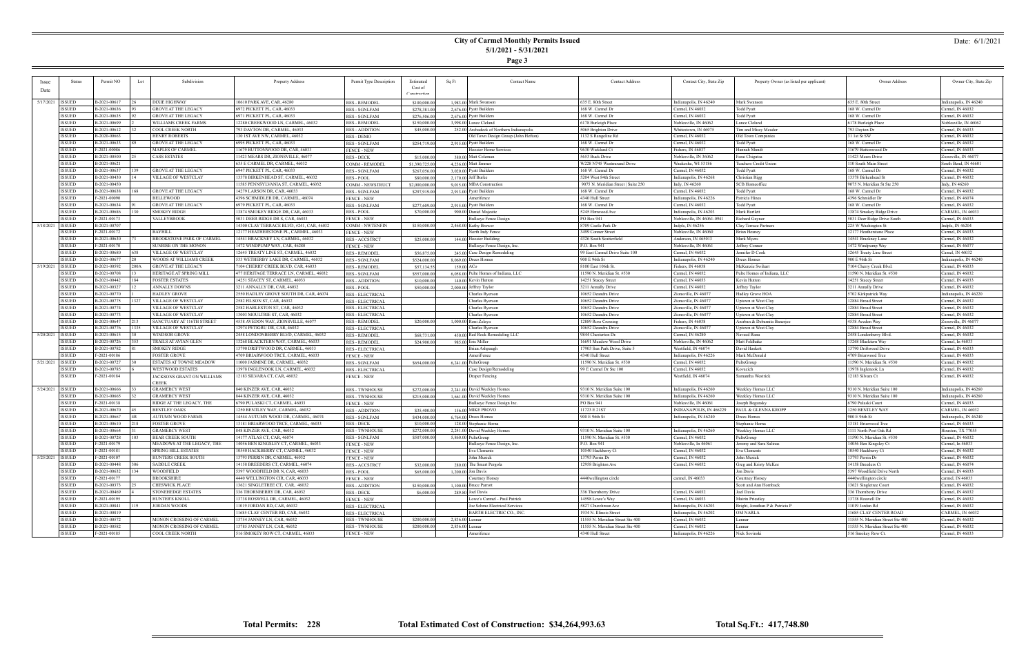# City of Carmel Monthly Permits Issued

**5/1/2021 - 5/31/2021**

Date: 6/1/2021

| Issue Date | Status | Permit NO | Lot | Subdivision | Property Address | Permit Type Description | Estimated Cost of Construction | Sq Ft | Contact Name | Contact Address | Contact City, State Zip | Property Owner (as listed per applicant) | Owner Address | Owner City, State Zip |
|---|---|---|---|---|---|---|---|---|---|---|---|---|---|---|
| 5/17/2021 | ISSUED | B-2021-00617 | 26 | DIXIE HIGHWAY | 10610 PARK AVE, CAR, 46280 | RES - REMODEL | $100,000.00 | 1,983.00 | Mark Swanson | 635 E. 80th Street | Indianapolis, IN 46240 | Mark Swanson | 635 E. 80th Street | Indianapolis, IN 46240 |
| | ISSUED | B-2021-00636 | 93 | GROVE AT THE LEGACY | 6972 PICKETT PL, CAR, 46033 | RES - SGNLFAM | $278,381.00 | 2,676.00 | Pyatt Builders | 168 W. Carmel Dr | Carmel, IN 46032 | Todd Pyatt | 168 W. Carmel Dr | Carmel, IN 46032 |
| | ISSUED | B-2021-00635 | 92 | GROVE AT THE LEGACY | 6971 PICKETT PL, CAR, 46033 | RES - SGNLFAM | $276,506.00 | 2,676.00 | Pyatt Builders | 168 W. Carmel Dr | Carmel, IN 46032 | Todd Pyatt | 168 W. Carmel Dr | Carmel, IN 46032 |
| | ISSUED | B-2021-00699 | 2 | WILLIAMS CREEK FARMS | 12280 CREEKWOOD LN, CARMEL, 46032 | RES - REMODEL | $150,000.00 | 3,998.00 | Lance Cleland | 6178 Burleigh Place | Noblesville, IN 46062 | Lance Cleland | 6178 Burleigh Place | Noblesville, IN 46062 |
| | ISSUED | B-2021-00612 | 32 | COOL CREEK NORTH | 793 DAYTON DR, CARMEL, 46033 | RES - ADDITION | $45,000.00 | 252.00 | Archcdeck of Northern Indianapolis | 5065 Brighton Drive | Whitestown, IN 46075 | Tim and Missy Meador | 793 Dayton Dr | Carmel, IN 46033 |
| | ISSUED | B-2020-00663 | | HENRY ROBERTS | 130 1ST AVE NW, CARMEL, 46032 | RES - DEMO | | | Old Town Design Group (John Hefton) | 1132 S Rangeline Rd | Carmel, IN 46032 | Old Town Companies | 31 1st St SW | Carmel, IN 46032 |
| | ISSUED | B-2021-00633 | 89 | GROVE AT THE LEGACY | 6995 PICKETT PL, CAR, 46033 | RES - SGNLFAM | $254,719.00 | 2,915.00 | Pyatt Builders | 168 W. Carmel Dr | Carmel, IN 46032 | Todd Pyatt | 168 W. Carmel Dr | Carmel, IN 46032 |
| | ISSUED | F-2021-00086 | | MAPLES OF CARMEL | 11679 BUTTONWOOD DR, CAR, 46033 | FENCE - NEW | | | Hoosier Home Services | 9630 Wickland Ct | Fishers, IN 46037 | Hannah Mundt | 11679 Buttonwood Dr | Carmel, IN 46033 |
| | ISSUED | B-2021-00500 | 25 | CASS ESTATES | 11423 MEARS DR, ZIONSVILLE, 46077 | RES - DECK | $15,000.00 | 380.00 | Matt Coleman | 5653 Buck Drive | Noblesville, IN 46062 | Farai Chigutsa | 11423 Mears Drive | Zionsville, IN 46077 |
| | ISSUED | B-2021-00621 | | | 635 E CARMEL DR, CARMEL, 46032 | COMM - REMODEL | $1,390,725.00 | 4,226.00 | Matt Fenner | W228 N745 Westmound Drive | Waukesha, WI 53186 | Teachers Credit Union | 110 South Main Street | South Bend, IN 46601 |
| | ISSUED | B-2021-00637 | 139 | GROVE AT THE LEGACY | 6947 PICKETT PL, CAR, 46033 | RES - SGNLFAM | $267,056.00 | 3,020.00 | Pyatt Builders | 168 W. Carmel Dr | Carmel, IN 46032 | Todd Pyatt | 168 W. Carmel Dr | Carmel, IN 46032 |
| | ISSUED | B-2021-00430 | 14 | VILLAGE OF WESTCLAY | 13378 BIRKENHEAD ST, CARMEL, 46032 | RES - POOL | $80,000.00 | 2,170.00 | Jeff Burke | 5204 West 84th Street | Indianapolis, IN 46268 | Christian Rigg | 13378 Birkenhead St | Carmel, IN 46032 |
| | ISSUED | B-2021-00450 | | | 11585 PENNSYLVANIA ST, CARMEL, 46032 | COMM - NEWSTRUCT | $2,000,000.00 | 9,015.00 | MBA Construction | 9075 N. Meridian Street \| Suite 250 | Indy, IN 46260 | SCB Homeoffice | 9075 N. Meridian St Ste 250 | Indy, IN 46260 |
| | ISSUED | B-2021-00638 | 168 | GROVE AT THE LEGACY | 14239 LARSON DR, CAR, 46033 | RES - SGNLFAM | $297,919.00 | 2,913.00 | Pyatt Builders | 168 W. Carmel Dr | Carmel, IN 46032 | Todd Pyatt | 168 W. Carmel Dr | Carmel, IN 46032 |
| | ISSUED | F-2021-00090 | | BELLEWOOD | 4396 SCHMIDLER DR, CARMEL, 46074 | FENCE - NEW | | | Amerifence | 4340 Hull Street | Indianapolis, IN 46226 | Patricia Hines | 4396 Schmidler Dr | Carmel, IN 46074 |
| | ISSUED | B-2021-00634 | 91 | GROVE AT THE LEGACY | 6979 PICKETT PL, CAR, 46033 | RES - SGNLFAM | $277,609.00 | 2,915.00 | Pyatt Builders | 168 W. Carmel Dr | Carmel, IN 46032 | Todd Pyatt | 168 W. Carmel Dr | Carmel, IN 46032 |
| | ISSUED | B-2021-00686 | 130 | SMOKEY RIDGE | 13874 SMOKEY RIDGE DR, CAR, 46033 | RES - POOL | $70,000.00 | 900.00 | Daniel Majestic | 5245 Elmwood Ave | Indianapolis, IN 46203 | Mark Bartlett | 13874 Smokey Ridge Drive | CARMEL, IN 46033 |
| | ISSUED | F-2021-00173 | | VALLEYBROOK | 5031 DEER RIDGE DR S, CAR, 46033 | FENCE - NEW | | | Bullseye Fence Design | PO Box 941 | Noblesville, IN 46061-0941 | Richard Gaynor | 5031 Deer Ridge Drive South | Carmel, IN 46033 |
| 5/18/2021 | ISSUED | B-2021-00707 | | | 14300 CLAY TERRACE BLVD, #241, CAR, 46032 | COMM - NWTENFIN | $150,000.00 | 2,468.00 | Kathy Brewer | 8709 Castle Park Dr | Indpls, IN 46256 | Clay Terrace Partners | 225 W Washington St | Indpls, IN 46204 |
| | ISSUED | F-2021-00172 | | BAYHILL | 12177 HEATHERSTONE PL, CARMEL, 46033 | FENCE - NEW | | | North Indy Fence | 5499 Conner Street | Noblesville, IN 46060 | Brian Heaney | 12177 Heatherstone Place | Carmel, IN 46033 |
| | ISSUED | B-2021-00630 | 75 | BROOKSTONE PARK OF CARMEL | 14541 BRACKNEY LN, CARMEL, 46032 | RES - ACCSTRCT | $25,000.00 | 144.00 | Hoosier Building | 4326 South Scatterfield | Anderson, IN 465013 | Mark Myers | 14541 Brackney Lane | Carmel, IN 46032 |
| | ISSUED | F-2021-00170 | | SUNRISE ON THE MONON | 1472 WINDPUMP WAY, CAR, 46280 | FENCE - NEW | | | Bullseye Fence Design, Inc. | P.O. Box 941 | Noblesville, IN 46061 | Jeffrey Conner | 1472 Windpump Way | Carmel, IN 46077 |
| | ISSUED | B-2021-00680 | 638 | VILLAGE OF WESTCLAY | 12645 TREATY LINE ST, CARMEL, 46032 | RES - REMODEL | $36,875.00 | 245.00 | Case Design Remodeling | 99 East Carmel Drive Suite 100 | Carmel, IN 46032 | Jennifer D Cook | 12645 Treaty Line Street | Carmel, IN 46032 |
| | ISSUED | B-2021-00677 | 20 | WOODS AT WILLIAMS CREEK | 533 WETHERBY LAKE DR, CARMEL, 46032 | RES - SGNLFAM | $524,000.00 | 8,069.00 | Drees Homes | 900 E 96th St | Indianapolis, IN 46240 | Drees Homes | 900 E 96th St | Indianapolis, IN 46240 |
| 5/19/2021 | ISSUED | B-2021-00592 | 200A | GROVE AT THE LEGACY | 7104 CHERRY CREEK BLVD, CAR, 46033 | RES - REMODEL | $57,134.55 | 159.00 | ACe | 8100 East 106th St. | Fishers, IN 46038 | McKenzie Swihart | 7104 Cherry Creek Blvd. | Carmel, IN 46033 |
| | ISSUED | B-2021-00708 | 13 | HERITAGE AT SPRING MILL | 477 HERITAGE TERRACE LN, CARMEL, 46032 | RES - SGNLFAM | $557,000.00 | 6,058.00 | Pulte Homes of Indiana, LLC | 11590 N. Meridian St. #530 | Carmel, IN 46032 | Pulte Homes of Indiana, LLC | 11590 N. Meridian St. #530 | Carmel, IN 46032 |
| | ISSUED | B-2021-00442 | 184 | FOSTER ESTATES | 14251 STACEY ST, CARMEL, 46033 | RES - ADDITION | $10,000.00 | 140.00 | Kevin Hutton | 14251 Stacey Street | Carmel, IN 46033 | Kevin Hutton | 14251 Stacey Street | Carmel, IN 46033 |
| | ISSUED | B-2021-00327 | 12 | ANNALLY DOWNS | 3211 ANNALLY DR, CAR, 46032 | RES - POOL | $50,000.00 | 2,000.00 | Jeffrey Taylor | 3211 Annally Drive | Carmel, IN 46032 | Jeffrey Taylor | 3211 Annally Drive | Carmel, IN 46032 |
| | ISSUED | B-2021-00770 | | HADLEY GROVE | 2530 HADLEY GROVE SOUTH DR, CAR, 46074 | RES - ELECTRICAL | | | Charles Ryerson | 10652 Deandra Drive | Zionsville, IN 46077 | Hadley Grove HOA | 5702 Kirkpatrick Way | Indianapolis, IN 46220 |
| | ISSUED | B-2021-00775 | 1327 | VILLAGE OF WESTCLAY | 2582 FILSON ST, CAR, 46032 | RES - ELECTRICAL | | | Charles Ryerson | 10652 Deandra Drive | Zionsville, IN 46077 | Uptown at West Clay | 12884 Broad Street | Carmel, IN 46032 |
| | ISSUED | B-2021-00774 | | VILLAGE OF WESTCLAY | 2582 HARLESTON ST, CAR, 46032 | RES - ELECTRICAL | | | Charles Ryerson | 10652 Deandra Drive | Zionsville, IN 46077 | Uptown at West Clay | 12884 Broad Street | Carmel, IN 46032 |
| | ISSUED | B-2021-00773 | | VILLAGE OF WESTCLAY | 13003 MOULTRIE ST, CAR, 46032 | RES - ELECTRICAL | | | Charles Ryerson | 10652 Deandra Drive | Zionsville, IN 46077 | Uptown at West Clay | 12884 Broad Street | Carmel, IN 46032 |
| | ISSUED | B-2021-00647 | 213 | SANCTUARY AT 116TH STREET | 4538 AVEDON WAY, ZIONSVILLE, 46077 | RES - REMODEL | $20,000.00 | 1,000.00 | Romi Zeleya | 12889 Rosa Crossing | Fishers, IN 46038 | Anirban & Debamita Banerjee | 4538 Avedon Way | Zionsville, IN 46077 |
| | ISSUED | B-2021-00776 | 1335 | VILLAGE OF WESTCLAY | 12974 PETIGRU DR, CAR, 46032 | RES - ELECTRICAL | | | Charles Ryerson | 10652 Deandra Drive | Zionsville, IN 46077 | Uptown at West Clay | 12884 Broad Street | Carmel, IN 46032 |
| 5/20/2021 | ISSUED | B-2021-00615 | 30 | WINDSOR GROVE | 2458 LONDONBERRY BLVD, CARMEL, 46032 | RES - REMODEL | $68,731.00 | 450.00 | Red Rock Remodeling LLC | 9844 Chesterton Dr. | Carmel, IN 46280 | Naveed Rana | 2458 Londonberry Blvd. | Carmel, IN 46032 |
| | ISSUED | B-2021-00726 | 353 | TRAILS AT AVIAN GLEN | 13268 BLACKTERN WAY, CARMEL, 46033 | RES - REMODEL | $24,900.00 | 985.00 | Eric Miller | 16691 Meadow Wood Drive | Noblesville, IN 46062 | Matt Feldhake | 13268 Blacktern Way | Carmel, In 46033 |
| | ISSUED | B-2021-00782 | 81 | SMOKEY RIDGE | 13790 DRIFTWOOD DR, CARMEL, 46033 | RES - ELECTRICAL | | | Brian Ashpaugh | 17903 Sun Park Drive, Suite 5 | Westfield, IN 46074 | David Haskett | 13790 Driftwood Drive | Carmel, IN 46033 |
| | ISSUED | F-2021-00186 | | FOSTER GROVE | 4709 BRIARWOOD TRCE, CARMEL, 46033 | FENCE - NEW | | | AmeriFence | 4340 Hull Street | Indianapolis, IN 46226 | Mark McDonald | 4709 Briarwood Trce | Carmel, IN 46033 |
| 5/21/2021 | ISSUED | B-2021-00727 | 30 | ESTATES AT TOWNE MEADOW | 11000 JASMINE DR, CARMEL, 46032 | RES - SGNLFAM | $654,000.00 | 6,241.00 | PulteGroup | 11590 N. Meridian St. #530 | Carmel, IN 46032 | PulteGroup | 11590 N. Meridian St. #530 | Carmel, IN 46032 |
| | ISSUED | B-2021-00785 | 6 | WESTWOOD ESTATES | 13978 INGLENOOK LN, CARMEL, 46032 | RES - ELECTRICAL | | | Case Design/Remodeling | 99 E Carmel Dr Ste 100 | Carmel, IN 46032 | Kovacich | 13978 Inglenook Ln | Carmel, IN 46032 |
| | ISSUED | F-2021-00184 | | JACKSONS GRANT ON WILLIAMS CREEK | 12183 SILVARA CT, CARMEL, 46032 | FENCE - NEW | | | Draper Fencing | | Westfield, IN 46074 | Samantha Westrick | 12183 Silvara Ct | Carmel, IN 46032 |
| 5/24/2021 | ISSUED | B-2021-00666 | 33 | GRAMERCY WEST | 840 KINZER AVE, CAR, 46032 | RES - TWNHOUSE | $272,000.00 | 2,241.00 | David Weekley Homes | 9310 N. Meridian Suite 100 | Indianapolis, IN 46260 | Weekley Homes LLC | 9310 N. Meridian Suite 100 | Indianapolis, IN 46260 |
| | ISSUED | B-2021-00665 | 32 | GRAMERCY WEST | 844 KINZER AVE, CAR, 46032 | RES - TWNHOUSE | $215,000.00 | 1,661.00 | David Weekley Homes | 9310 N. Meridian Suite 100 | Indianapolis, IN 46260 | Weekley Homes LLC | 9310 N. Meridian Suite 100 | Indianapolis, IN 46260 |
| | ISSUED | F-2021-00138 | | RIDGE AT THE LEGACY, THE | 6790 PULASKI CT, CARMEL, 46033 | FENCE - NEW | | | Bullseye Fence Design Inc. | PO Box 941 | Noblesville, IN 46061 | Joseph Bogansky | 6790 Pulaski Court | Carmel, IN 46033 |
| | ISSUED | B-2021-00670 | 45 | BENTLEY OAKS | 1250 BENTLEY WAY, CARMEL, 46032 | RES - ADDITION | $35,400.00 | 156.00 | MIKE PROVO | 11723 E 21ST | INDIANAPOLIS, IN 466229 | PAUL & GLENNA KROPP | 1250 BENTLEY WAY | CARMEL, IN 46032 |
| | ISSUED | B-2021-00667 | 48 | AUTUMN WOOD FARMS | 14544 AUTUMN WOOD DR, CARMEL, 46074 | RES - SGNLFAM | $434,000.00 | 6,764.00 | Drees Homes | 900 E 96th St | Indianapolis, IN 46240 | Drees Homes | 900 E 96th St | Indianapolis, IN 46240 |
| | ISSUED | B-2021-00610 | 218 | FOSTER GROVE | 13181 BRIARWOOD TRCE, CARMEL, 46033 | RES - DECK | $10,000.00 | 128.00 | Stephanie Horna | | | Stephanie Horna | 13181 Briarwood Trce | Carmel, IN 46033 |
| | ISSUED | B-2021-00664 | 31 | GRAMERCY WEST | 848 KINZER AVE, CAR, 46032 | RES - TWNHOUSE | $272,000.00 | 2,241.00 | David Weekley Homes | 9310 N. Meridian Suite 100 | Indianapolis, IN 46260 | Weekley Homes LLC | 1111 North Post Oak Rd | Houston, TX 77055 |
| | ISSUED | B-2021-00728 | 103 | BEAR CREEK SOUTH | 14177 ATLAS CT, CAR, 46074 | RES - SGNLFAM | $507,000.00 | 5,860.00 | PulteGroup | 11590 N. Meridian St. #530 | Carmel, IN 46032 | PulteGroup | 11590 N. Meridian St. #530 | Carmel, IN 46032 |
| | ISSUED | F-2021-00179 | | MEADOWS AT THE LEGACY, THE | 14056 BEN KINGSLEY CT, CARMEL, 46033 | FENCE - NEW | | | Bullseye Fence Design, Inc. | P.O. Box 941 | Noblesville, In 46061 | Jeremy and Sara Salinas | 14056 Ben Kingsley Ct | Carmel, In 46033 |
| | ISSUED | F-2021-00181 | | SPRING HILL ESTATES | 10540 HACKBERRY CT, CARMEL, 46032 | FENCE - NEW | | | Eva Clements | 10540 Hackberry Ct | Carmel, IN 46032 | Eva Clements | 10540 Hackberry Ct | Carmel, IN 46032 |
| 5/25/2021 | ISSUED | F-2021-00107 | | HUNTERS CREEK SOUTH | 13793 PERRIN DR, CARMEL, 46032 | FENCE - NEW | | | John Musick | 13793 Perrin Dr | Carmel, IN 46032 | John Musick | 13793 Perrin Dr | Carmel, IN 46032 |
| | ISSUED | B-2021-00448 | 306 | SADDLE CREEK | 14158 BREEDERS CT, CARMEL, 46074 | RES - ACCSTRCT | $32,000.00 | 280.00 | The Smart Pergola | 12958 Brighton Ave | Carmel, IN 46032 | Greg and Kristy McKee | 14158 Breeders Ct | Carmel, IN 46074 |
| | ISSUED | B-2021-00632 | 134 | WOODFIELD | 5397 WOODFIELD DR N, CAR, 46033 | RES - POOL | $65,000.00 | 1,200.00 | Jon Davis | | | Jon Davis | 5397 Woodfield Drive North | Carmel, IN 46033 |
| | ISSUED | F-2021-00177 | | BROOKSHIRE | 4440 WELLINGTON CIR, CAR, 46033 | FENCE - NEW | | | Courtney Horsey | 4440wellington circle | carmel, IN 46033 | Courtney Horsey | 4440wellington circle | carmel, IN 46033 |
| | ISSUED | B-2021-00373 | 25 | CHESWICK PLACE | 13621 SINGLETREE CT, CAR, 46032 | RES - ADDITION | $150,000.00 | 1,100.00 | Bruce Parrott | | | Scott and Ann Hornback | 13621 Singletree Court | Carmel, IN 46032 |
| | ISSUED | B-2021-00469 | 4 | STONEHEDGE ESTATES | 336 THORNBERRY DR, CAR, 46032 | RES - DECK | $6,000.00 | 289.80 | Joel Davis | 336 Thornberry Drive | Carmel, IN 46032 | Joel Davis | 336 Thornberry Drive | Carmel, IN 46032 |
| | ISSUED | F-2021-00195 | | HUNTER'S KNOLL | 13738 ROSWELL DR, CARMEL, 46032 | FENCE - NEW | | | Lowe's Carmel - Paul Patrick | 14598 Lowe's Way | Carmel, IN 46033 | Maerin Priestley | 13738 Roswell Dr | Carmel, IN 46032 |
| | ISSUED | B-2021-00841 | 119 | JORDAN WOODS | 11019 JORDAN RD, CAR, 46032 | RES - ELECTRICAL | | | Joe Schmo Electrical Services | 5827 Churchman Ave | Indianapolis, IN 46203 | Bright, Jonathan P & Patricia P | 11019 Jordan Rd | Carmel, IN 46032 |
| | ISSUED | B-2021-00819 | | | 11685 CLAY CENTER RD, CAR, 46032 | RES - ELECTRICAL | | | BARTH ELECTRIC CO., INC. | 1934 N. Illinois Street | Indianapolis, IN 46202 | OM NARLA | 11685 CLAY CENTER ROAD | CARMEL, IN 46032 |
| | ISSUED | B-2021-00572 | | MONON CROSSING OF CARMEL | 13754 JANNEY LN, CAR, 46032 | RES - TWNHOUSE | $200,000.00 | 2,836.00 | Lennar | 11555 N. Meridian Street Ste 400 | Carmel, IN 46032 | Lennar | 11555 N. Meridian Street Ste 400 | Carmel, IN 46032 |
| | ISSUED | B-2021-00582 | | MONON CROSSING OF CARMEL | 13785 JANNEY LN, CAR, 46032 | RES - TWNHOUSE | $200,000.00 | 2,836.00 | Lennar | 11555 N. Meridian Street Ste 400 | Carmel, IN 46032 | Lennar | 11555 N. Meridian Street Ste 400 | Carmel, IN 46032 |
| | ISSUED | F-2021-00185 | | COOL CREEK NORTH | 516 SMOKEY ROW CT, CARMEL, 46033 | FENCE - NEW | | | Amerifence | 4340 Hull Street | Indianapolis, IN 46226 | Nick Sovinski | 516 Smokey Row Ct. | Carmel, IN 46033 |

**Total Permits: 228** **Total Estimated Cost of Construction: $34,264,993.63** **Total Sq.Ft.: 417,748.80**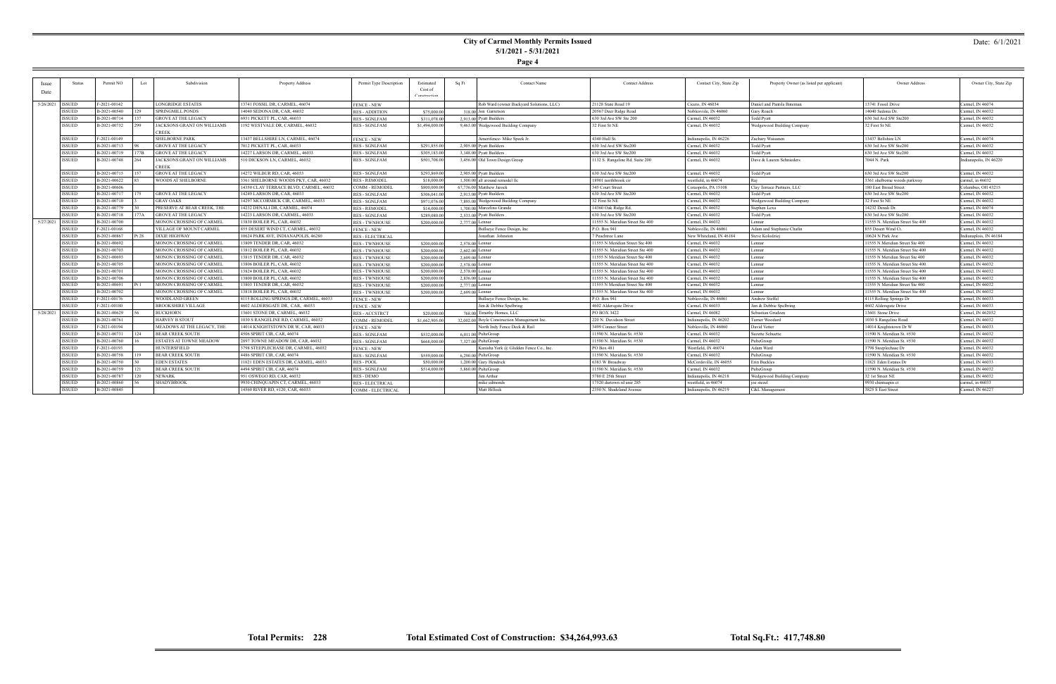# City of Carmel Monthly Permits Issued

## 5/1/2021 - 5/31/2021

Date: 6/1/2021

| Issue Date | Status | Permit NO | Lot | Subdivision | Property Address | Permit Type Description | Estimated Cost of Construction | Sq Ft | Contact Name | Contact Address | Contact City, State Zip | Property Owner (as listed per applicant) | Owner Address | Owner City, State Zip |
|---|---|---|---|---|---|---|---|---|---|---|---|---|---|---|
| 5/26/2021 | ISSUED | F-2021-00142 | | LONGRIDGE ESTATES | 13741 FOSSIL DR, CARMEL, 46074 | FENCE - NEW | | | Rob Ward (owner Backyard Solutions, LLC) | 21128 State Road 19 | Cicero, IN 46034 | Daniel and Pamela Bateman | 13741 Fossil Drive | Carmel, IN 46074 |
| | ISSUED | B-2021-00340 | 129 | SPRINGMILL PONDS | 14040 SEDONA DR, CAR, 46032 | RES - ADDITION | $75,000.00 | 318.00 | Ann Garretson | 20567 Deer Ridge Road | Noblesville, IN 46060 | Gary Roach | 14040 Sedona Dr. | Carmel, IN 46032 |
| | ISSUED | B-2021-00734 | 137 | GROVE AT THE LEGACY | 6931 PICKETT PL, CAR, 46033 | RES - SGNLFAM | $311,078.00 | 2,913.00 | Pyatt Builders | 630 3rd Ave SW Ste 200 | Carmel, IN 46032 | Todd Pyatt | 630 3rd Avd SW Ste200 | Carmel, IN 46032 |
| | ISSUED | B-2021-00732 | 299 | JACKSONS GRANT ON WILLIAMS CREEK | 1192 WESTVALE DR, CARMEL, 46032 | RES - SGNLFAM | $1,494,000.00 | 9,463.00 | Wedgewood Building Company | 32 First St NE | Carmel, IN 46032 | Wedgewood Building Company | 32 First St NE | Carmel, IN 46032 |
| | ISSUED | F-2021-00149 | | SHELBORNE PARK | 13437 BELLSHIRE LN, CARMEL, 46074 | FENCE - NEW | | | Amerifence- Mike Speck Jr. | 4340 Hull St. | Indianapolis, IN 46226 | Zachary Waisanen | 13437 Bellshire LN | Carmel, IN 46074 |
| | ISSUED | B-2021-00713 | 98 | GROVE AT THE LEGACY | 7012 PICKETT PL, CAR, 46033 | RES - SGNLFAM | $291,855.00 | 2,905.00 | Pyatt Builders | 630 3rd Avd SW Ste200 | Carmel, IN 46032 | Todd Pyatt | 630 3rd Ave SW Ste200 | Carmel, IN 46032 |
| | ISSUED | B-2021-00719 | 177B | GROVE AT THE LEGACY | 14227 LARSON DR, CARMEL, 46033 | RES - SGNLFAM | $305,183.00 | 3,148.00 | Pyatt Builders | 630 3rd Ave SW Ste200 | Carmel, IN 46032 | Todd Pyatt | 630 3rd Ave SW Ste200 | Carmel, IN 46032 |
| | ISSUED | B-2021-00748 | 264 | JACKSONS GRANT ON WILLIAMS CREEK | 510 DICKSON LN, CARMEL, 46032 | RES - SGNLFAM | $501,708.00 | 3,456.00 | Old Town Design Group | 1132 S. Rangeline Rd. Suite 200 | Carmel, IN 46032 | Dave & Lauren Schnieders | 7044 N. Park | Indianapolis, IN 46220 |
| | ISSUED | B-2021-00715 | 157 | GROVE AT THE LEGACY | 14272 WILBUR RD, CAR, 46033 | RES - SGNLFAM | $293,869.00 | 2,905.00 | Pyatt Builders | 630 3rd Ave SW Ste200 | Carmel, IN 46032 | Todd Pyatt | 630 3rd Ave SW Ste200 | Carmel, IN 46032 |
| | ISSUED | B-2021-00622 | 83 | WOODS AT SHELBORNE | 3361 SHELBORNE WOODS PKY, CAR, 46032 | RES - REMODEL | $18,000.00 | 1,500.00 | all around remodel llc | 18901 northbrook cir | westfield, in 46074 | Raj | 3361 shelborne woods parkway | carmel, in 46032 |
| | ISSUED | B-2021-00606 | | | 14350 CLAY TERRACE BLVD, CARMEL, 46032 | COMM - REMODEL | $800,000.00 | 67,736.00 | Matthew Jarock | 345 Court Street | Coraopolis, PA 15108 | Clay Terrace Partners, LLC | 180 East Broad Street | Columbus, OH 43215 |
| | ISSUED | B-2021-00717 | 175 | GROVE AT THE LEGACY | 14249 LARSON DR, CAR, 46033 | RES - SGNLFAM | $306,041.00 | 2,913.00 | Pyatt Builders | 630 3rd Ave SW Ste200 | Carmel, IN 46032 | Todd Pyatt | 630 3rd Ave SW Ste200 | Carmel, IN 46032 |
| | ISSUED | B-2021-00710 | 3 | GRAY OAKS | 14297 MCCORMICK CIR, CARMEL, 46033 | RES - SGNLFAM | $971,076.00 | 7,895.00 | Wedgewood Building Company | 32 First St NE | Carmel, IN 46032 | Wedgewood Building Company | 32 First St NE | Carmel, IN 46032 |
| | ISSUED | B-2021-00779 | 30 | PRESERVE AT BEAR CREEK, THE | 14232 DENALI DR, CARMEL, 46074 | RES - REMODEL | $14,000.00 | 1,700.00 | Marcelino Grande | 14360 Oak Ridge Rd. | Carmel, IN 46032 | Stephen Lexa | 14232 Denali Dr. | Carmel, IN 46074 |
| | ISSUED | B-2021-00718 | 177A | GROVE AT THE LEGACY | 14223 LARSON DR, CARMEL, 46033 | RES - SGNLFAM | $289,080.00 | 2,533.00 | Pyatt Builders | 630 3rd Ave SW Ste200 | Carmel, IN 46032 | Todd Pyatt | 630 3rd Ave SW Ste200 | Carmel, IN 46032 |
| 5/27/2021 | ISSUED | B-2021-00700 | | MONON CROSSING OF CARMEL | 13830 BOILER PL, CAR, 46032 | RES - TWNHOUSE | $200,000.00 | 2,777.00 | Lennar | 11555 N. Meridian Street Ste 400 | Carmel, IN 46032 | Lennar | 11555 N. Meridian Street Ste 400 | Carmel, IN 46032 |
| | ISSUED | F-2021-00168 | | VILLAGE OF MOUNT CARMEL | 855 DESERT WIND CT, CARMEL, 46032 | FENCE - NEW | | | Bullseye Fence Design, Inc | P.O. Box 941 | Noblesville, IN 46061 | Adam and Stephanie Chafin | 855 Desert Wind Ct. | Carmel, IN 46032 |
| | ISSUED | B-2021-00867 | Pt 28 | DIXIE HIGHWAY | 10624 PARK AVE, INDIANAPOLIS, 46280 | RES - ELECTRICAL | | | Jonathan Johnston | 7 Peachtree Lane | New Whiteland, IN 46184 | Steve Kolodziej | 10624 N Park Ave | Indianapolis, IN 46184 |
| | ISSUED | B-2021-00692 | | MONON CROSSING OF CARMEL | 13809 TENDER DR, CAR, 46032 | RES - TWNHOUSE | $200,000.00 | 2,578.00 | Lennar | 11555 N Meridian Street Ste 400 | Carmel, IN 46032 | Lennar | 11555 N Meridian Street Ste 400 | Carmel, IN 46032 |
| | ISSUED | B-2021-00703 | | MONON CROSSING OF CARMEL | 13812 BOILER PL, CAR, 46032 | RES - TWNHOUSE | $200,000.00 | 2,602.00 | Lennar | 11555 N. Meridian Street Ste 400 | Carmel, IN 46032 | Lennar | 11555 N. Meridian Street Ste 400 | Carmel, IN 46032 |
| | ISSUED | B-2021-00693 | | MONON CROSSING OF CARMEL | 13815 TENDER DR, CAR, 46032 | RES - TWNHOUSE | $200,000.00 | 2,699.00 | Lennar | 11555 N Meridian Street Ste 400 | Carmel, IN 46032 | Lennar | 11555 N Meridian Street Ste 400 | Carmel, IN 46032 |
| | ISSUED | B-2021-00705 | | MONON CROSSING OF CARMEL | 13806 BOILER PL, CAR, 46032 | RES - TWNHOUSE | $200,000.00 | 2,578.00 | Lennar | 11555 N. Meridian Street Ste 400 | Carmel, IN 46032 | Lennar | 11555 N. Meridian Street Ste 400 | Carmel, IN 46032 |
| | ISSUED | B-2021-00701 | | MONON CROSSING OF CARMEL | 13824 BOILER PL, CAR, 46032 | RES - TWNHOUSE | $200,000.00 | 2,578.00 | Lennar | 11555 N. Meridian Street Ste 400 | Carmel, IN 46032 | Lennar | 11555 N. Meridian Street Ste 400 | Carmel, IN 46032 |
| | ISSUED | B-2021-00706 | | MONON CROSSING OF CARMEL | 13800 BOILER PL, CAR, 46032 | RES - TWNHOUSE | $200,000.00 | 2,836.00 | Lennar | 11555 N. Meridian Street Ste 400 | Carmel, IN 46032 | Lennar | 11555 N. Meridian Street Ste 400 | Carmel, IN 46032 |
| | ISSUED | B-2021-00691 | Pt 1 | MONON CROSSING OF CARMEL | 13803 TENDER DR, CAR, 46032 | RES - TWNHOUSE | $200,000.00 | 2,777.00 | Lennar | 11555 N Meridian Street Ste 400 | Carmel, IN 46032 | Lennar | 11555 N Meridian Street Ste 400 | Carmel, IN 46032 |
| | ISSUED | B-2021-00702 | | MONON CROSSING OF CARMEL | 13818 BOILER PL, CAR, 46032 | RES - TWNHOUSE | $200,000.00 | 2,699.00 | Lennar | 11555 N. Meridian Street Ste 400 | Carmel, IN 46032 | Lennar | 11555 N. Meridian Street Ste 400 | Carmel, IN 46032 |
| | ISSUED | F-2021-00176 | | WOODLAND GREEN | 4115 ROLLING SPRINGS DR, CARMEL, 46033 | FENCE - NEW | | | Bullseye Fence Design, Inc. | P.O. Box 941 | Noblesville, IN 46061 | Andrew Steffel | 4115 Rolling Springs Dr | Carmel, IN 46033 |
| | ISSUED | F-2021-00180 | | BROOKSHIRE VILLAGE | 4602 ALDERSGATE DR, CAR, 46033 | FENCE - NEW | | | Jim & Debbie Spelbring | 4602 Aldersgate Drive | Carmel, IN 46033 | Jim & Debbie Spelbring | 4602 Aldersgate Drive | Carmel, IN 46033 |
| 5/28/2021 | ISSUED | B-2021-00629 | 56 | BUCKHORN | 13601 STONE DR, CARMEL, 46032 | RES - ACCSTRCT | $20,000.00 | 768.00 | Timothy Hornes, LLC | PO BOX 3422 | Carmel, IN 46082 | Sebastian Grudzen | 13601 Stone Drive | Carmel, IN 462032 |
| | ISSUED | B-2021-00761 | | HARVEY B STOUT | 1030 S RANGELINE RD, CARMEL, 46032 | COMM - REMODEL | $1,662,905.00 | 32,002.00 | Boyle Construction Management Inc. | 220 N. Davidson Street | Indianapolis, IN 46202 | Turner Woodard | 1030 S Rangeline Road | Carmel, IN 46032 |
| | ISSUED | F-2021-00194 | | MEADOWS AT THE LEGACY, THE | 14014 KNIGHTSTOWN DR W, CAR, 46033 | FENCE - NEW | | | North Indy Fence Deck & Rail | 3499 Conner Street | Noblesville, IN 46060 | David Vetter | 14014 Knightstown Dr W | Carmel, IN 46033 |
| | ISSUED | B-2021-00731 | 124 | BEAR CREEK SOUTH | 4506 SPIRIT CIR, CAR, 46074 | RES - SGNLFAM | $532,000.00 | 6,011.00 | PulteGroup | 11590 N. Meridian St. #530 | Carmel, IN 46032 | Suzette Schuette | 11590 N. Meridian St. #530 | Carmel, IN 46032 |
| | ISSUED | B-2021-00760 | 16 | ESTATES AT TOWNE MEADOW | 2897 TOWNE MEADOW DR, CAR, 46032 | RES - SGNLFAM | $668,000.00 | 7,327.00 | PulteGroup | 11590 N. Meridian St. #530 | Carmel, IN 46032 | PulteGroup | 11590 N. Meridian St. #530 | Carmel, IN 46032 |
| | ISSUED | F-2021-00193 | | HUNTERSFIELD | 3798 STEEPLECHASE DR, CARMEL, 46032 | FENCE - NEW | | | Kanisha York @ Glidden Fence Co., Inc. | PO Box 481 | Westfield, IN 46074 | Adam Ward | 3798 Steeplechase Dr | Carmel, IN 46032 |
| | ISSUED | B-2021-00758 | 119 | BEAR CREEK SOUTH | 4486 SPIRIT CIR, CAR, 46074 | RES - SGNLFAM | $559,000.00 | 6,290.00 | PulteGroup | 11590 N. Meridian St. #530 | Carmel, IN 46032 | PulteGroup | 11590 N. Meridian St. #530 | Carmel, IN 46032 |
| | ISSUED | B-2021-00750 | 30 | EDEN ESTATES | 11821 EDEN ESTATES DR, CARMEL, 46033 | RES - POOL | $50,000.00 | 1,200.00 | Gary Hendrick | 6383 W Broadway | McCordsville, IN 46055 | Erin Buckles | 11821 Eden Estates Dr | Carmel, IN 46033 |
| | ISSUED | B-2021-00759 | 121 | BEAR CREEK SOUTH | 4494 SPIRIT CIR, CAR, 46074 | RES - SGNLFAM | $514,000.00 | 5,860.00 | PulteGroup | 11590 N. Meridian St. #530 | Carmel, IN 46032 | PulteGroup | 11590 N. Meridian St. #530 | Carmel, IN 46032 |
| | ISSUED | B-2021-00787 | 120 | NEWARK | 951 OSWEGO RD, CAR, 46032 | RES - DEMO | | | Jim Arthur | 5780 E 25th Street | Indianapolis, IN 46218 | Wedgewood Building Company | 32 1st Street NE | Carmel, IN 46032 |
| | ISSUED | B-2021-00860 | 56 | SHADYBROOK | 9930 CHINQUAPIN CT, CARMEL, 46033 | RES - ELECTRICAL | | | mike edmonds | 17520 dartown rd unit 285 | westfield, in 46074 | joe stezel | 9930 chinkapin ct | carmel, in 46033 |
| | ISSUED | B-2021-00845 | | | 14560 RIVER RD, #120, CAR, 46033 | COMM - ELECTRICAL | | | Matt Hillock | 2350 N. Shadeland Avenue | Indianapolis, IN 46219 | C&L Management | 3825 S East Street | Carmel, IN 46227 |

**Total Permits: 228** **Total Estimated Cost of Construction: $34,264,993.63** **Total Sq.Ft.: 417,748.80**